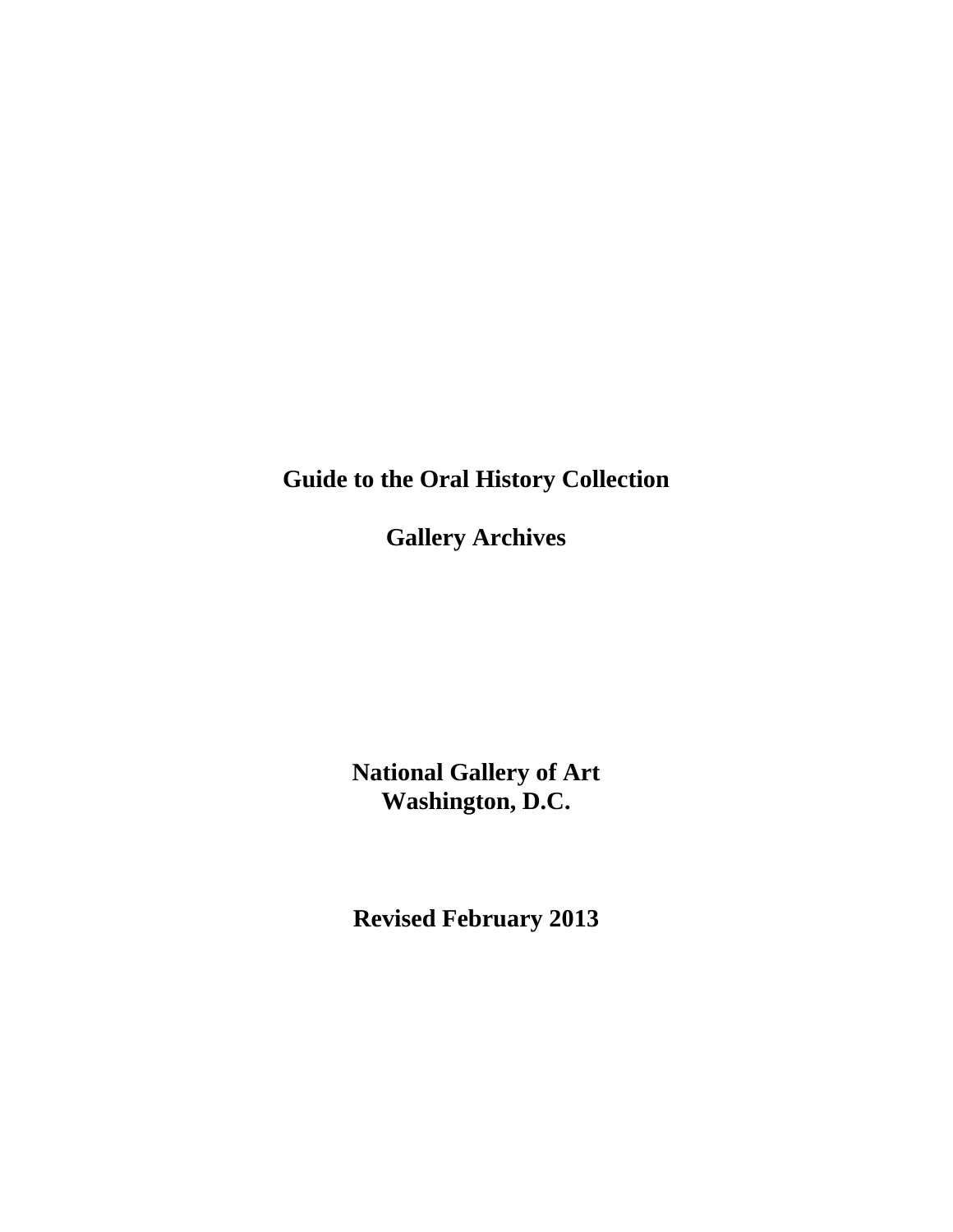# Guide to the Oral History Collection

## Gallery Archives

**National Gallery of Art**
**Washington, D.C.**

**Revised February 2013**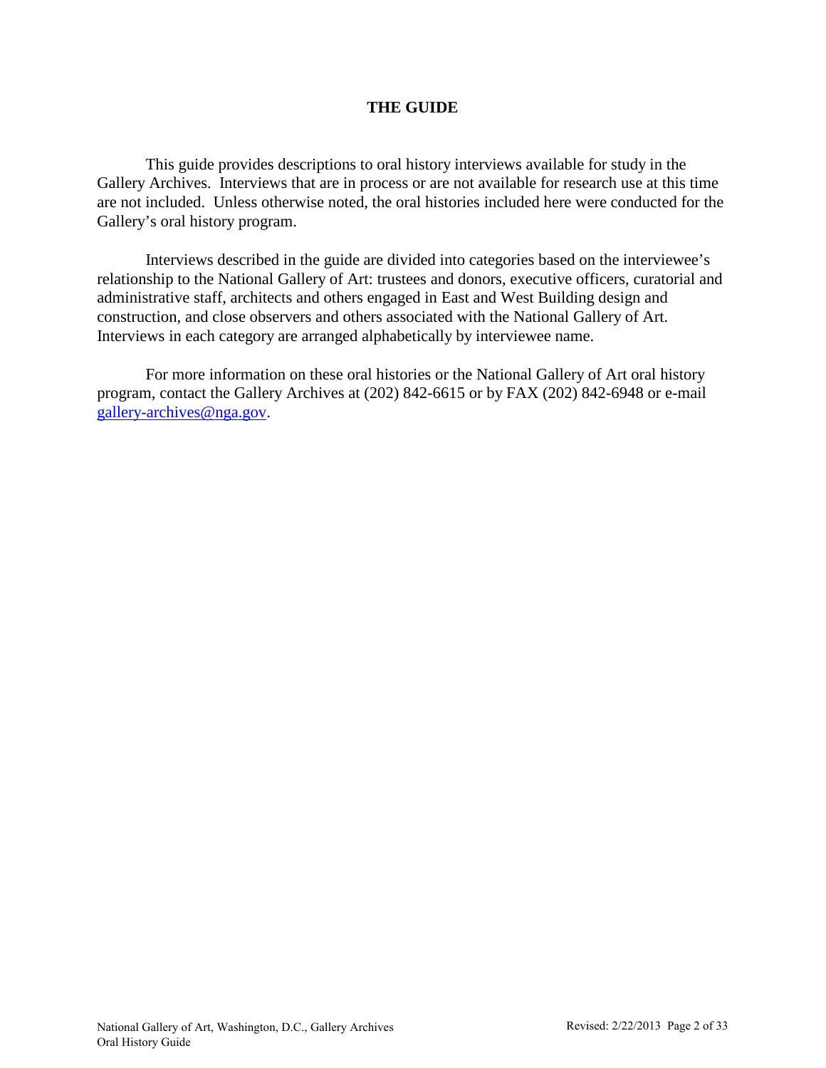# THE GUIDE

This guide provides descriptions to oral history interviews available for study in the Gallery Archives. Interviews that are in process or are not available for research use at this time are not included. Unless otherwise noted, the oral histories included here were conducted for the Gallery's oral history program.

Interviews described in the guide are divided into categories based on the interviewee's relationship to the National Gallery of Art: trustees and donors, executive officers, curatorial and administrative staff, architects and others engaged in East and West Building design and construction, and close observers and others associated with the National Gallery of Art. Interviews in each category are arranged alphabetically by interviewee name.

For more information on these oral histories or the National Gallery of Art oral history program, contact the Gallery Archives at (202) 842-6615 or by FAX (202) 842-6948 or e-mail gallery-archives@nga.gov.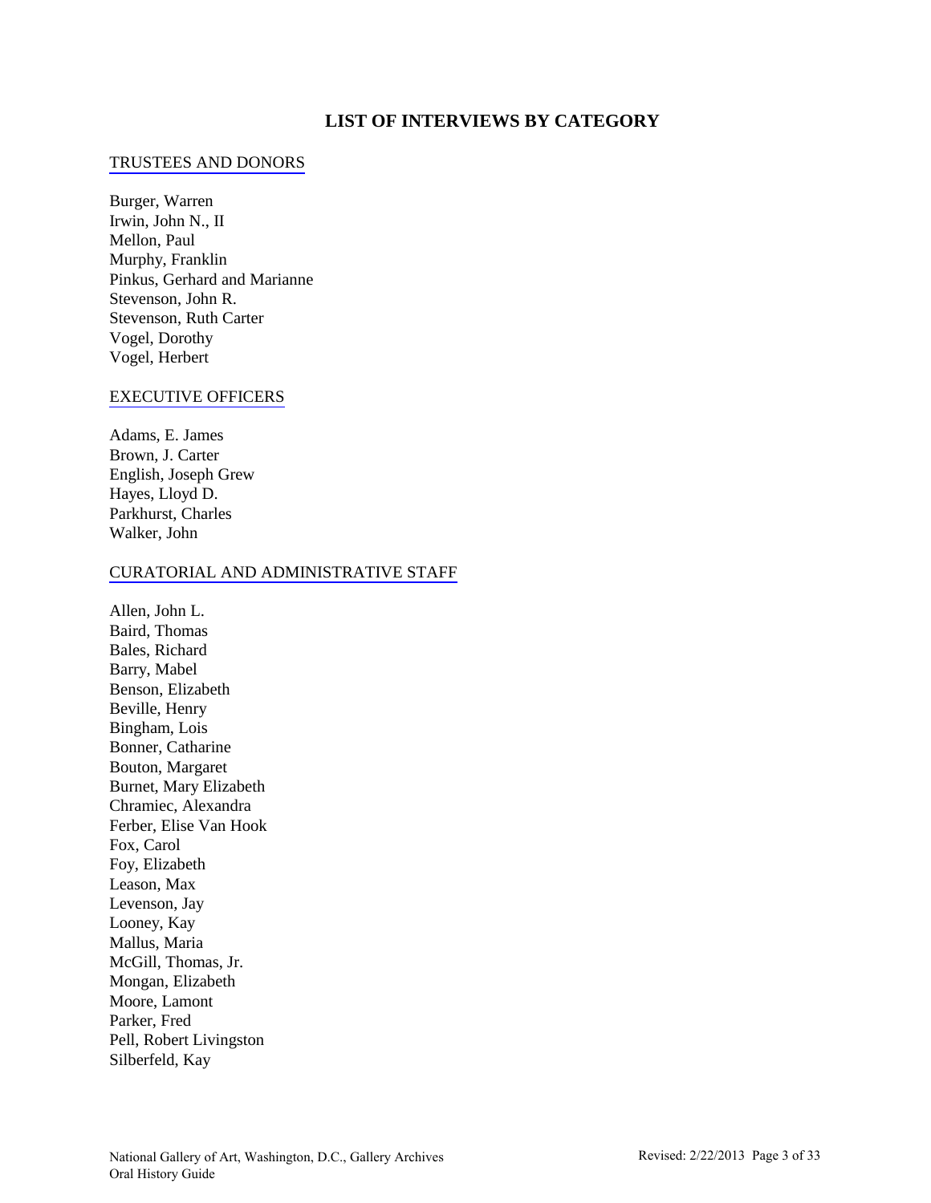# LIST OF INTERVIEWS BY CATEGORY

## TRUSTEES AND DONORS

Burger, Warren
Irwin, John N., II
Mellon, Paul
Murphy, Franklin
Pinkus, Gerhard and Marianne
Stevenson, John R.
Stevenson, Ruth Carter
Vogel, Dorothy
Vogel, Herbert

## EXECUTIVE OFFICERS

Adams, E. James
Brown, J. Carter
English, Joseph Grew
Hayes, Lloyd D.
Parkhurst, Charles
Walker, John

## CURATORIAL AND ADMINISTRATIVE STAFF

Allen, John L.
Baird, Thomas
Bales, Richard
Barry, Mabel
Benson, Elizabeth
Beville, Henry
Bingham, Lois
Bonner, Catharine
Bouton, Margaret
Burnet, Mary Elizabeth
Chramiec, Alexandra
Ferber, Elise Van Hook
Fox, Carol
Foy, Elizabeth
Leason, Max
Levenson, Jay
Looney, Kay
Mallus, Maria
McGill, Thomas, Jr.
Mongan, Elizabeth
Moore, Lamont
Parker, Fred
Pell, Robert Livingston
Silberfeld, Kay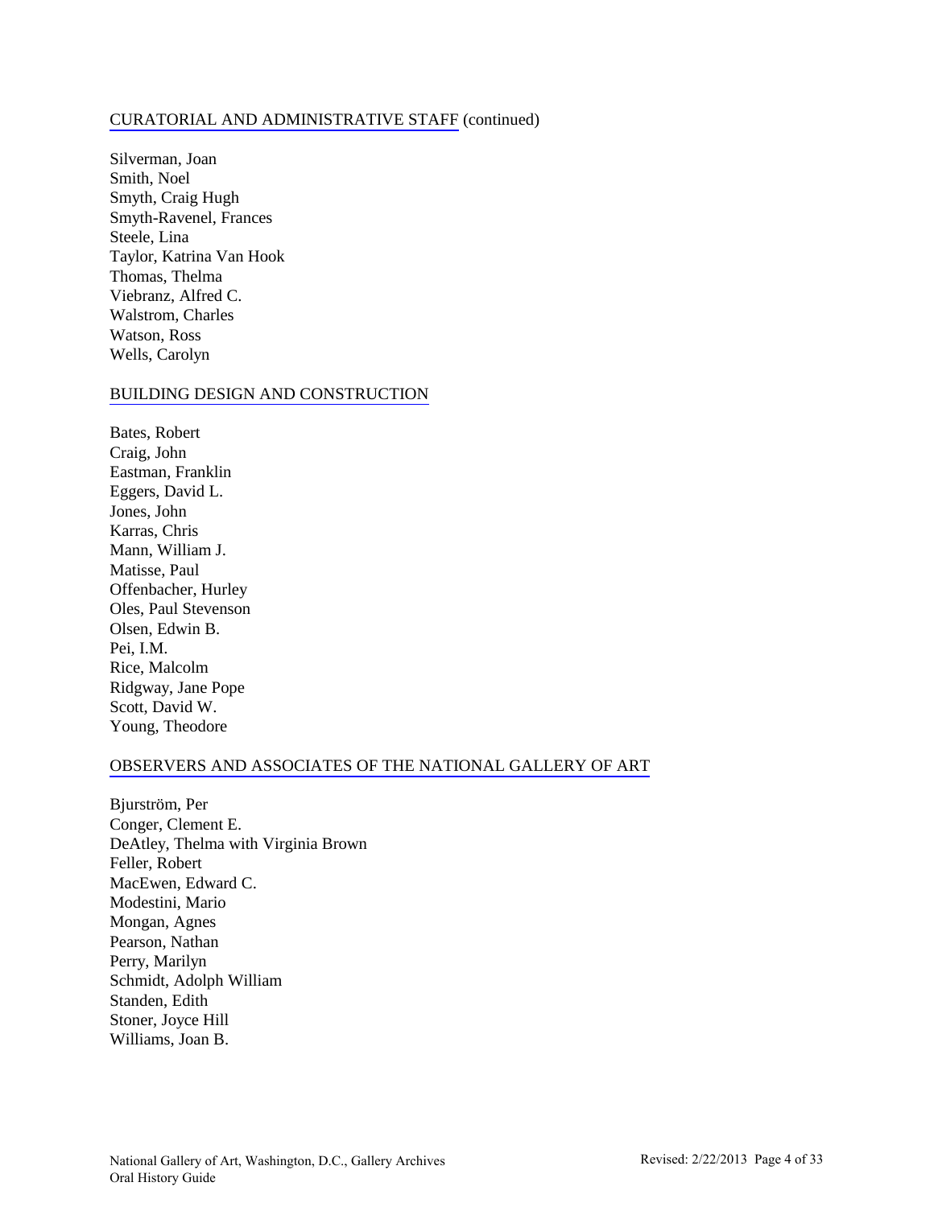## CURATORIAL AND ADMINISTRATIVE STAFF (continued)

Silverman, Joan
Smith, Noel
Smyth, Craig Hugh
Smyth-Ravenel, Frances
Steele, Lina
Taylor, Katrina Van Hook
Thomas, Thelma
Viebranz, Alfred C.
Walstrom, Charles
Watson, Ross
Wells, Carolyn

## BUILDING DESIGN AND CONSTRUCTION

Bates, Robert
Craig, John
Eastman, Franklin
Eggers, David L.
Jones, John
Karras, Chris
Mann, William J.
Matisse, Paul
Offenbacher, Hurley
Oles, Paul Stevenson
Olsen, Edwin B.
Pei, I.M.
Rice, Malcolm
Ridgway, Jane Pope
Scott, David W.
Young, Theodore

## OBSERVERS AND ASSOCIATES OF THE NATIONAL GALLERY OF ART

Bjurström, Per
Conger, Clement E.
DeAtley, Thelma with Virginia Brown
Feller, Robert
MacEwen, Edward C.
Modestini, Mario
Mongan, Agnes
Pearson, Nathan
Perry, Marilyn
Schmidt, Adolph William
Standen, Edith
Stoner, Joyce Hill
Williams, Joan B.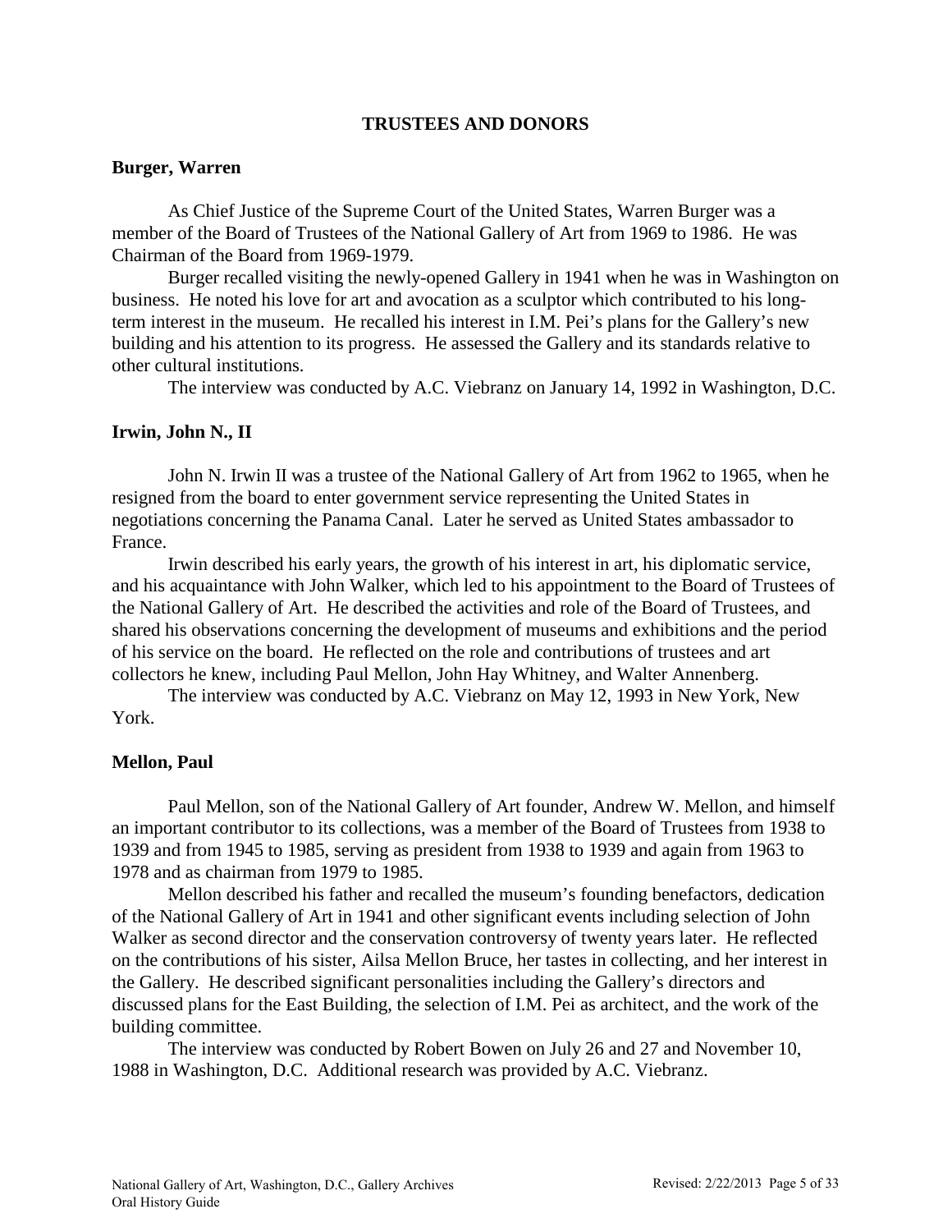## TRUSTEES AND DONORS

### Burger, Warren

As Chief Justice of the Supreme Court of the United States, Warren Burger was a member of the Board of Trustees of the National Gallery of Art from 1969 to 1986. He was Chairman of the Board from 1969-1979.

Burger recalled visiting the newly-opened Gallery in 1941 when he was in Washington on business. He noted his love for art and avocation as a sculptor which contributed to his long-term interest in the museum. He recalled his interest in I.M. Pei's plans for the Gallery's new building and his attention to its progress. He assessed the Gallery and its standards relative to other cultural institutions.

The interview was conducted by A.C. Viebranz on January 14, 1992 in Washington, D.C.

### Irwin, John N., II

John N. Irwin II was a trustee of the National Gallery of Art from 1962 to 1965, when he resigned from the board to enter government service representing the United States in negotiations concerning the Panama Canal. Later he served as United States ambassador to France.

Irwin described his early years, the growth of his interest in art, his diplomatic service, and his acquaintance with John Walker, which led to his appointment to the Board of Trustees of the National Gallery of Art. He described the activities and role of the Board of Trustees, and shared his observations concerning the development of museums and exhibitions and the period of his service on the board. He reflected on the role and contributions of trustees and art collectors he knew, including Paul Mellon, John Hay Whitney, and Walter Annenberg.

The interview was conducted by A.C. Viebranz on May 12, 1993 in New York, New York.

### Mellon, Paul

Paul Mellon, son of the National Gallery of Art founder, Andrew W. Mellon, and himself an important contributor to its collections, was a member of the Board of Trustees from 1938 to 1939 and from 1945 to 1985, serving as president from 1938 to 1939 and again from 1963 to 1978 and as chairman from 1979 to 1985.

Mellon described his father and recalled the museum's founding benefactors, dedication of the National Gallery of Art in 1941 and other significant events including selection of John Walker as second director and the conservation controversy of twenty years later. He reflected on the contributions of his sister, Ailsa Mellon Bruce, her tastes in collecting, and her interest in the Gallery. He described significant personalities including the Gallery's directors and discussed plans for the East Building, the selection of I.M. Pei as architect, and the work of the building committee.

The interview was conducted by Robert Bowen on July 26 and 27 and November 10, 1988 in Washington, D.C. Additional research was provided by A.C. Viebranz.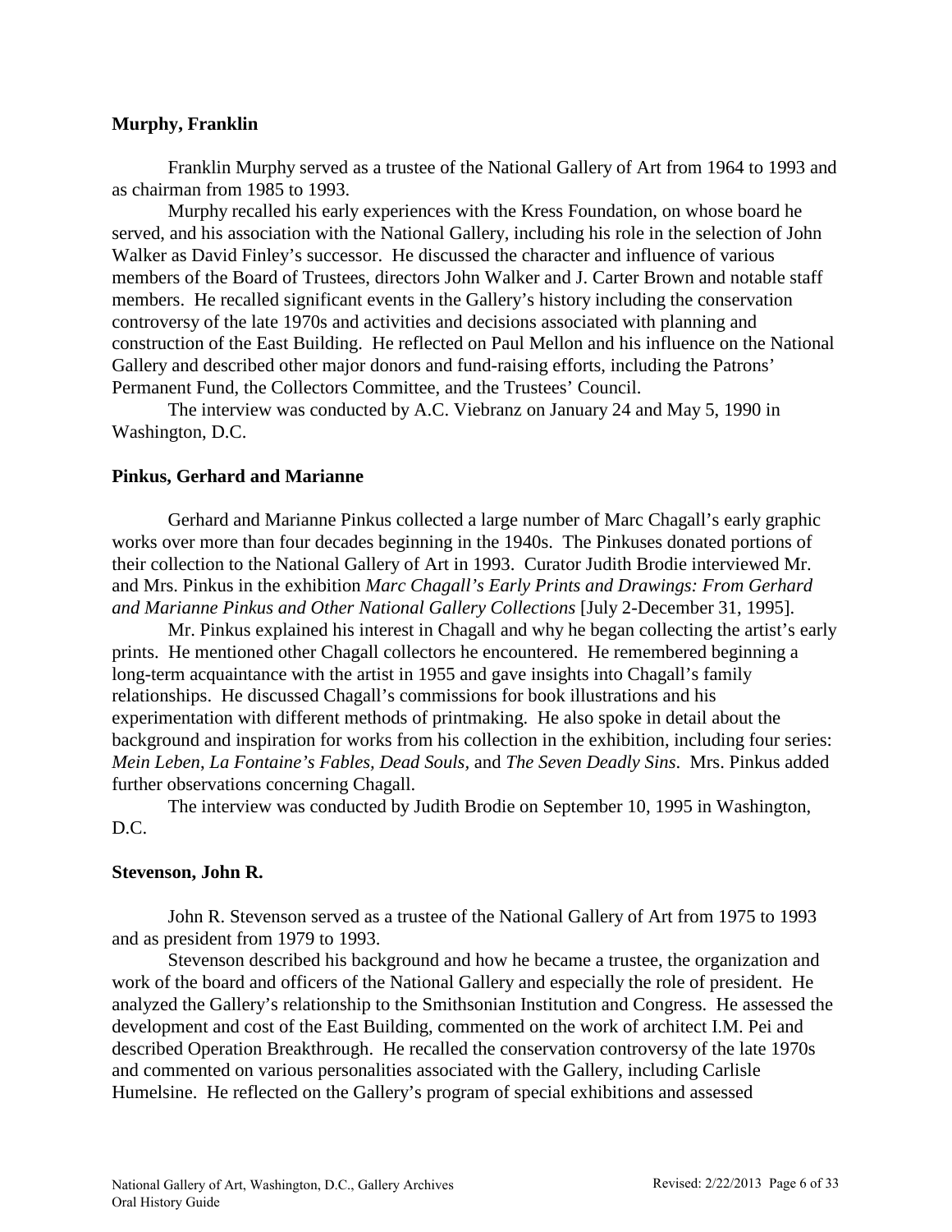**Murphy, Franklin**

Franklin Murphy served as a trustee of the National Gallery of Art from 1964 to 1993 and as chairman from 1985 to 1993.

Murphy recalled his early experiences with the Kress Foundation, on whose board he served, and his association with the National Gallery, including his role in the selection of John Walker as David Finley's successor. He discussed the character and influence of various members of the Board of Trustees, directors John Walker and J. Carter Brown and notable staff members. He recalled significant events in the Gallery's history including the conservation controversy of the late 1970s and activities and decisions associated with planning and construction of the East Building. He reflected on Paul Mellon and his influence on the National Gallery and described other major donors and fund-raising efforts, including the Patrons' Permanent Fund, the Collectors Committee, and the Trustees' Council.

The interview was conducted by A.C. Viebranz on January 24 and May 5, 1990 in Washington, D.C.

**Pinkus, Gerhard and Marianne**

Gerhard and Marianne Pinkus collected a large number of Marc Chagall's early graphic works over more than four decades beginning in the 1940s. The Pinkuses donated portions of their collection to the National Gallery of Art in 1993. Curator Judith Brodie interviewed Mr. and Mrs. Pinkus in the exhibition *Marc Chagall's Early Prints and Drawings: From Gerhard and Marianne Pinkus and Other National Gallery Collections* [July 2-December 31, 1995].

Mr. Pinkus explained his interest in Chagall and why he began collecting the artist's early prints. He mentioned other Chagall collectors he encountered. He remembered beginning a long-term acquaintance with the artist in 1955 and gave insights into Chagall's family relationships. He discussed Chagall's commissions for book illustrations and his experimentation with different methods of printmaking. He also spoke in detail about the background and inspiration for works from his collection in the exhibition, including four series: *Mein Leben*, *La Fontaine's Fables, Dead Souls,* and *The Seven Deadly Sins*. Mrs. Pinkus added further observations concerning Chagall.

The interview was conducted by Judith Brodie on September 10, 1995 in Washington, D.C.

**Stevenson, John R.**

John R. Stevenson served as a trustee of the National Gallery of Art from 1975 to 1993 and as president from 1979 to 1993.

Stevenson described his background and how he became a trustee, the organization and work of the board and officers of the National Gallery and especially the role of president. He analyzed the Gallery's relationship to the Smithsonian Institution and Congress. He assessed the development and cost of the East Building, commented on the work of architect I.M. Pei and described Operation Breakthrough. He recalled the conservation controversy of the late 1970s and commented on various personalities associated with the Gallery, including Carlisle Humelsine. He reflected on the Gallery's program of special exhibitions and assessed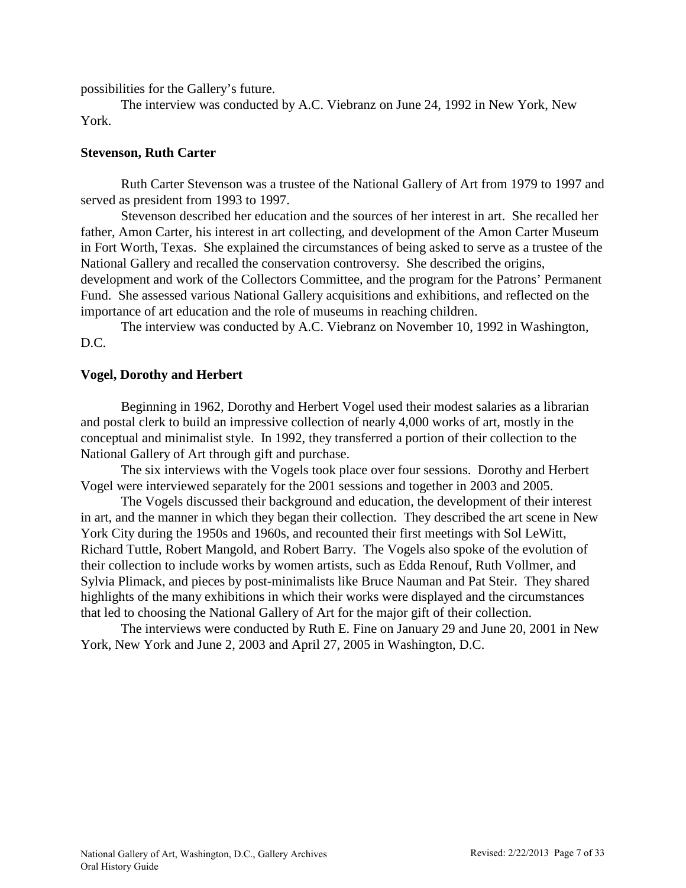possibilities for the Gallery's future.

The interview was conducted by A.C. Viebranz on June 24, 1992 in New York, New York.

**Stevenson, Ruth Carter**

Ruth Carter Stevenson was a trustee of the National Gallery of Art from 1979 to 1997 and served as president from 1993 to 1997.

Stevenson described her education and the sources of her interest in art. She recalled her father, Amon Carter, his interest in art collecting, and development of the Amon Carter Museum in Fort Worth, Texas. She explained the circumstances of being asked to serve as a trustee of the National Gallery and recalled the conservation controversy. She described the origins, development and work of the Collectors Committee, and the program for the Patrons' Permanent Fund. She assessed various National Gallery acquisitions and exhibitions, and reflected on the importance of art education and the role of museums in reaching children.

The interview was conducted by A.C. Viebranz on November 10, 1992 in Washington, D.C.

**Vogel, Dorothy and Herbert**

Beginning in 1962, Dorothy and Herbert Vogel used their modest salaries as a librarian and postal clerk to build an impressive collection of nearly 4,000 works of art, mostly in the conceptual and minimalist style. In 1992, they transferred a portion of their collection to the National Gallery of Art through gift and purchase.

The six interviews with the Vogels took place over four sessions. Dorothy and Herbert Vogel were interviewed separately for the 2001 sessions and together in 2003 and 2005.

The Vogels discussed their background and education, the development of their interest in art, and the manner in which they began their collection. They described the art scene in New York City during the 1950s and 1960s, and recounted their first meetings with Sol LeWitt, Richard Tuttle, Robert Mangold, and Robert Barry. The Vogels also spoke of the evolution of their collection to include works by women artists, such as Edda Renouf, Ruth Vollmer, and Sylvia Plimack, and pieces by post-minimalists like Bruce Nauman and Pat Steir. They shared highlights of the many exhibitions in which their works were displayed and the circumstances that led to choosing the National Gallery of Art for the major gift of their collection.

The interviews were conducted by Ruth E. Fine on January 29 and June 20, 2001 in New York, New York and June 2, 2003 and April 27, 2005 in Washington, D.C.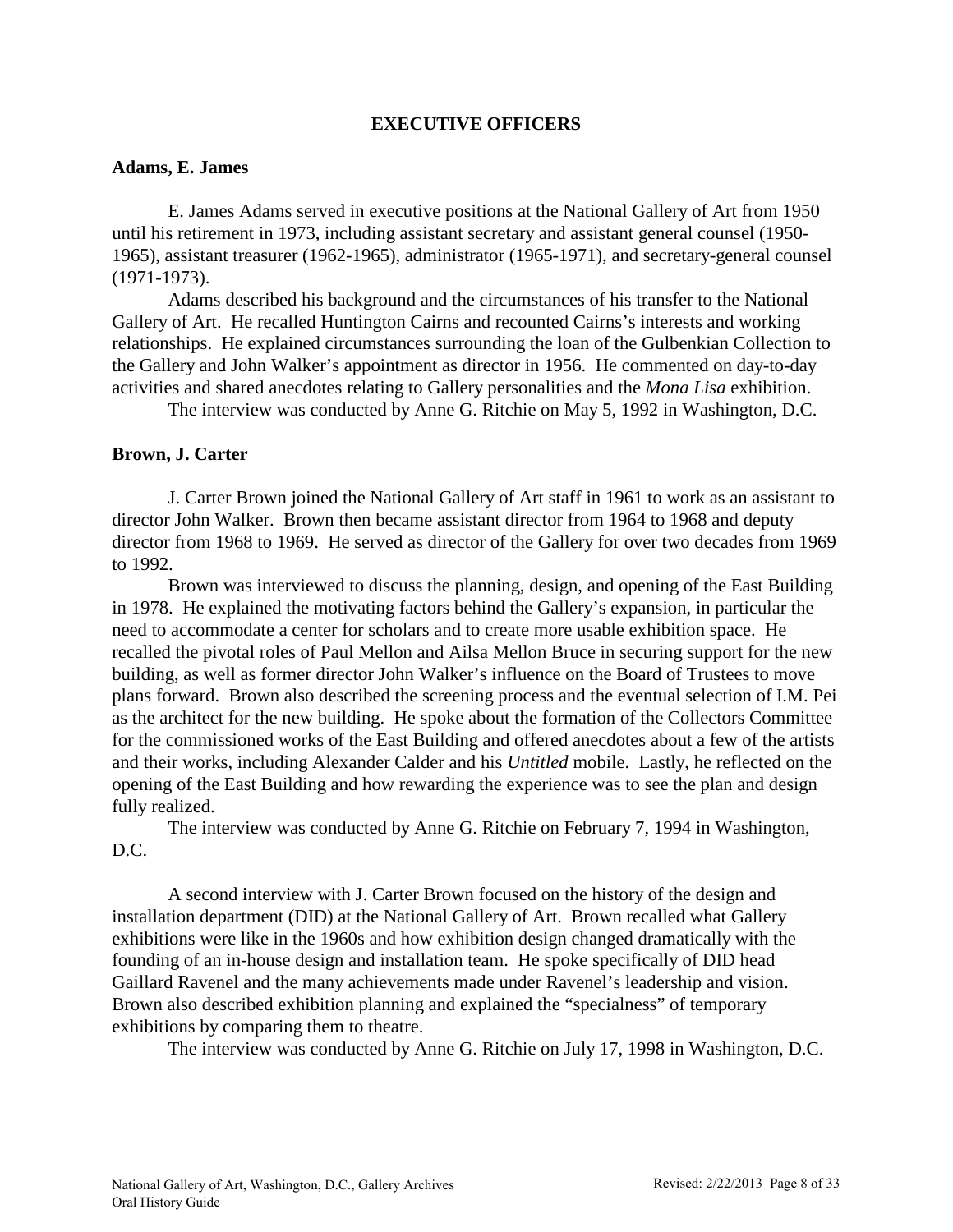## EXECUTIVE OFFICERS

### Adams, E. James

E. James Adams served in executive positions at the National Gallery of Art from 1950 until his retirement in 1973, including assistant secretary and assistant general counsel (1950-1965), assistant treasurer (1962-1965), administrator (1965-1971), and secretary-general counsel (1971-1973).

Adams described his background and the circumstances of his transfer to the National Gallery of Art. He recalled Huntington Cairns and recounted Cairns's interests and working relationships. He explained circumstances surrounding the loan of the Gulbenkian Collection to the Gallery and John Walker's appointment as director in 1956. He commented on day-to-day activities and shared anecdotes relating to Gallery personalities and the *Mona Lisa* exhibition.

The interview was conducted by Anne G. Ritchie on May 5, 1992 in Washington, D.C.

### Brown, J. Carter

J. Carter Brown joined the National Gallery of Art staff in 1961 to work as an assistant to director John Walker. Brown then became assistant director from 1964 to 1968 and deputy director from 1968 to 1969. He served as director of the Gallery for over two decades from 1969 to 1992.

Brown was interviewed to discuss the planning, design, and opening of the East Building in 1978. He explained the motivating factors behind the Gallery's expansion, in particular the need to accommodate a center for scholars and to create more usable exhibition space. He recalled the pivotal roles of Paul Mellon and Ailsa Mellon Bruce in securing support for the new building, as well as former director John Walker's influence on the Board of Trustees to move plans forward. Brown also described the screening process and the eventual selection of I.M. Pei as the architect for the new building. He spoke about the formation of the Collectors Committee for the commissioned works of the East Building and offered anecdotes about a few of the artists and their works, including Alexander Calder and his *Untitled* mobile. Lastly, he reflected on the opening of the East Building and how rewarding the experience was to see the plan and design fully realized.

The interview was conducted by Anne G. Ritchie on February 7, 1994 in Washington, D.C.

A second interview with J. Carter Brown focused on the history of the design and installation department (DID) at the National Gallery of Art. Brown recalled what Gallery exhibitions were like in the 1960s and how exhibition design changed dramatically with the founding of an in-house design and installation team. He spoke specifically of DID head Gaillard Ravenel and the many achievements made under Ravenel's leadership and vision. Brown also described exhibition planning and explained the "specialness" of temporary exhibitions by comparing them to theatre.

The interview was conducted by Anne G. Ritchie on July 17, 1998 in Washington, D.C.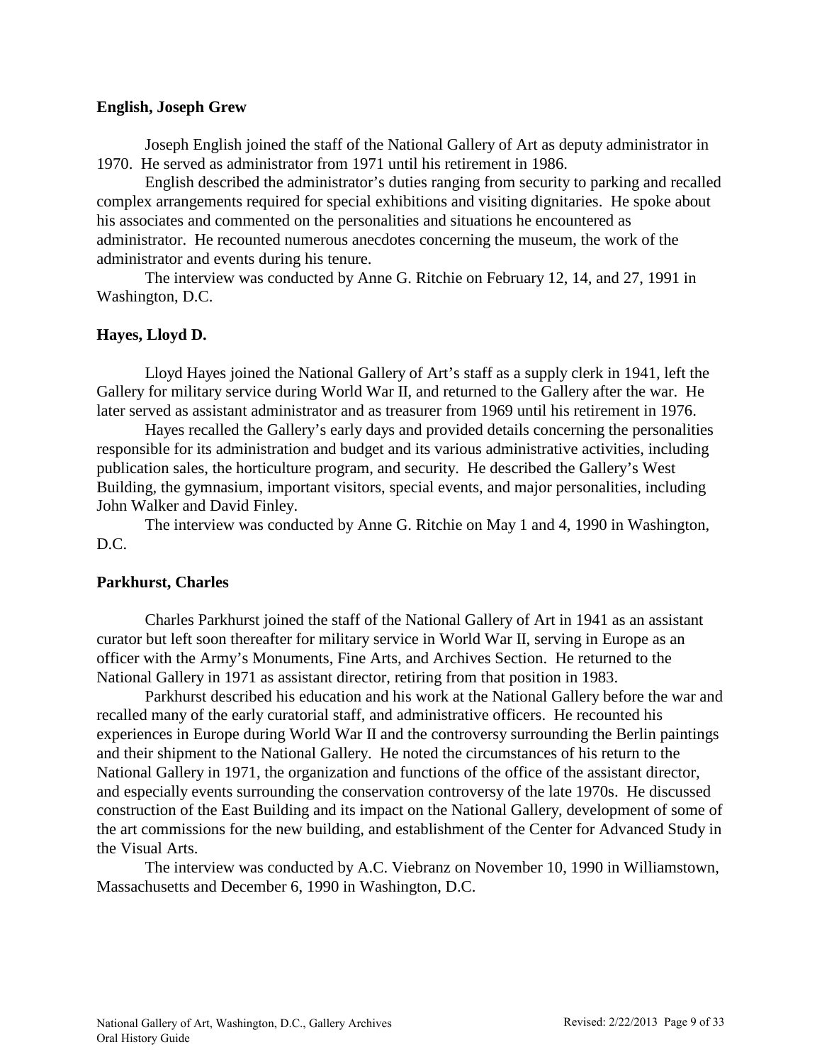**English, Joseph Grew**

Joseph English joined the staff of the National Gallery of Art as deputy administrator in 1970. He served as administrator from 1971 until his retirement in 1986.

English described the administrator's duties ranging from security to parking and recalled complex arrangements required for special exhibitions and visiting dignitaries. He spoke about his associates and commented on the personalities and situations he encountered as administrator. He recounted numerous anecdotes concerning the museum, the work of the administrator and events during his tenure.

The interview was conducted by Anne G. Ritchie on February 12, 14, and 27, 1991 in Washington, D.C.

**Hayes, Lloyd D.**

Lloyd Hayes joined the National Gallery of Art's staff as a supply clerk in 1941, left the Gallery for military service during World War II, and returned to the Gallery after the war. He later served as assistant administrator and as treasurer from 1969 until his retirement in 1976.

Hayes recalled the Gallery's early days and provided details concerning the personalities responsible for its administration and budget and its various administrative activities, including publication sales, the horticulture program, and security. He described the Gallery's West Building, the gymnasium, important visitors, special events, and major personalities, including John Walker and David Finley.

The interview was conducted by Anne G. Ritchie on May 1 and 4, 1990 in Washington, D.C.

**Parkhurst, Charles**

Charles Parkhurst joined the staff of the National Gallery of Art in 1941 as an assistant curator but left soon thereafter for military service in World War II, serving in Europe as an officer with the Army's Monuments, Fine Arts, and Archives Section. He returned to the National Gallery in 1971 as assistant director, retiring from that position in 1983.

Parkhurst described his education and his work at the National Gallery before the war and recalled many of the early curatorial staff, and administrative officers. He recounted his experiences in Europe during World War II and the controversy surrounding the Berlin paintings and their shipment to the National Gallery. He noted the circumstances of his return to the National Gallery in 1971, the organization and functions of the office of the assistant director, and especially events surrounding the conservation controversy of the late 1970s. He discussed construction of the East Building and its impact on the National Gallery, development of some of the art commissions for the new building, and establishment of the Center for Advanced Study in the Visual Arts.

The interview was conducted by A.C. Viebranz on November 10, 1990 in Williamstown, Massachusetts and December 6, 1990 in Washington, D.C.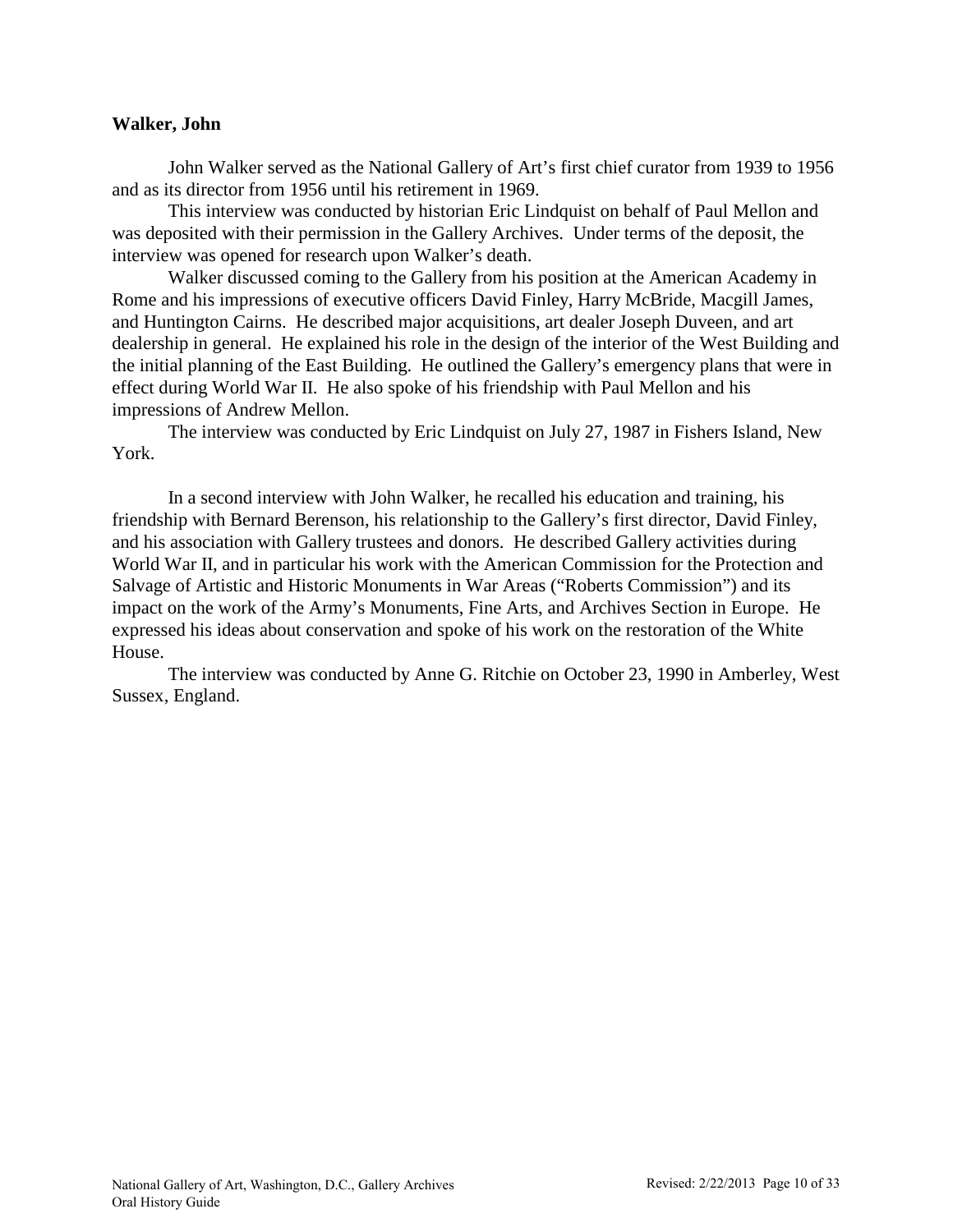**Walker, John**

John Walker served as the National Gallery of Art's first chief curator from 1939 to 1956 and as its director from 1956 until his retirement in 1969.

This interview was conducted by historian Eric Lindquist on behalf of Paul Mellon and was deposited with their permission in the Gallery Archives. Under terms of the deposit, the interview was opened for research upon Walker's death.

Walker discussed coming to the Gallery from his position at the American Academy in Rome and his impressions of executive officers David Finley, Harry McBride, Macgill James, and Huntington Cairns. He described major acquisitions, art dealer Joseph Duveen, and art dealership in general. He explained his role in the design of the interior of the West Building and the initial planning of the East Building. He outlined the Gallery's emergency plans that were in effect during World War II. He also spoke of his friendship with Paul Mellon and his impressions of Andrew Mellon.

The interview was conducted by Eric Lindquist on July 27, 1987 in Fishers Island, New York.

In a second interview with John Walker, he recalled his education and training, his friendship with Bernard Berenson, his relationship to the Gallery's first director, David Finley, and his association with Gallery trustees and donors. He described Gallery activities during World War II, and in particular his work with the American Commission for the Protection and Salvage of Artistic and Historic Monuments in War Areas ("Roberts Commission") and its impact on the work of the Army's Monuments, Fine Arts, and Archives Section in Europe. He expressed his ideas about conservation and spoke of his work on the restoration of the White House.

The interview was conducted by Anne G. Ritchie on October 23, 1990 in Amberley, West Sussex, England.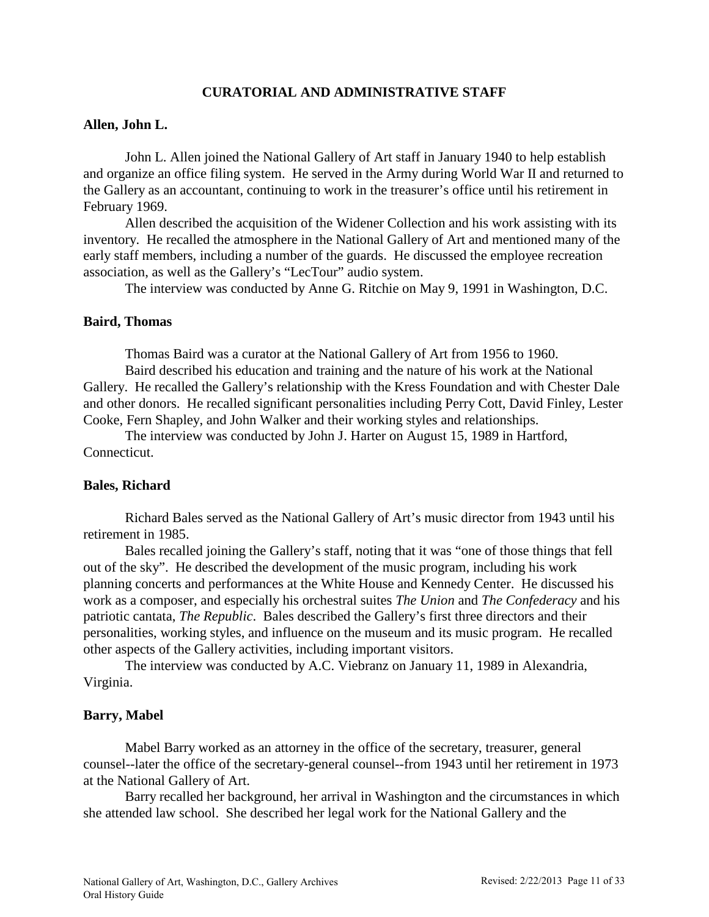## CURATORIAL AND ADMINISTRATIVE STAFF

### Allen, John L.

John L. Allen joined the National Gallery of Art staff in January 1940 to help establish and organize an office filing system. He served in the Army during World War II and returned to the Gallery as an accountant, continuing to work in the treasurer's office until his retirement in February 1969.

Allen described the acquisition of the Widener Collection and his work assisting with its inventory. He recalled the atmosphere in the National Gallery of Art and mentioned many of the early staff members, including a number of the guards. He discussed the employee recreation association, as well as the Gallery's "LecTour" audio system.

The interview was conducted by Anne G. Ritchie on May 9, 1991 in Washington, D.C.

### Baird, Thomas

Thomas Baird was a curator at the National Gallery of Art from 1956 to 1960.

Baird described his education and training and the nature of his work at the National Gallery. He recalled the Gallery's relationship with the Kress Foundation and with Chester Dale and other donors. He recalled significant personalities including Perry Cott, David Finley, Lester Cooke, Fern Shapley, and John Walker and their working styles and relationships.

The interview was conducted by John J. Harter on August 15, 1989 in Hartford, Connecticut.

### Bales, Richard

Richard Bales served as the National Gallery of Art's music director from 1943 until his retirement in 1985.

Bales recalled joining the Gallery's staff, noting that it was "one of those things that fell out of the sky". He described the development of the music program, including his work planning concerts and performances at the White House and Kennedy Center. He discussed his work as a composer, and especially his orchestral suites *The Union* and *The Confederacy* and his patriotic cantata, *The Republic*. Bales described the Gallery's first three directors and their personalities, working styles, and influence on the museum and its music program. He recalled other aspects of the Gallery activities, including important visitors.

The interview was conducted by A.C. Viebranz on January 11, 1989 in Alexandria, Virginia.

### Barry, Mabel

Mabel Barry worked as an attorney in the office of the secretary, treasurer, general counsel--later the office of the secretary-general counsel--from 1943 until her retirement in 1973 at the National Gallery of Art.

Barry recalled her background, her arrival in Washington and the circumstances in which she attended law school. She described her legal work for the National Gallery and the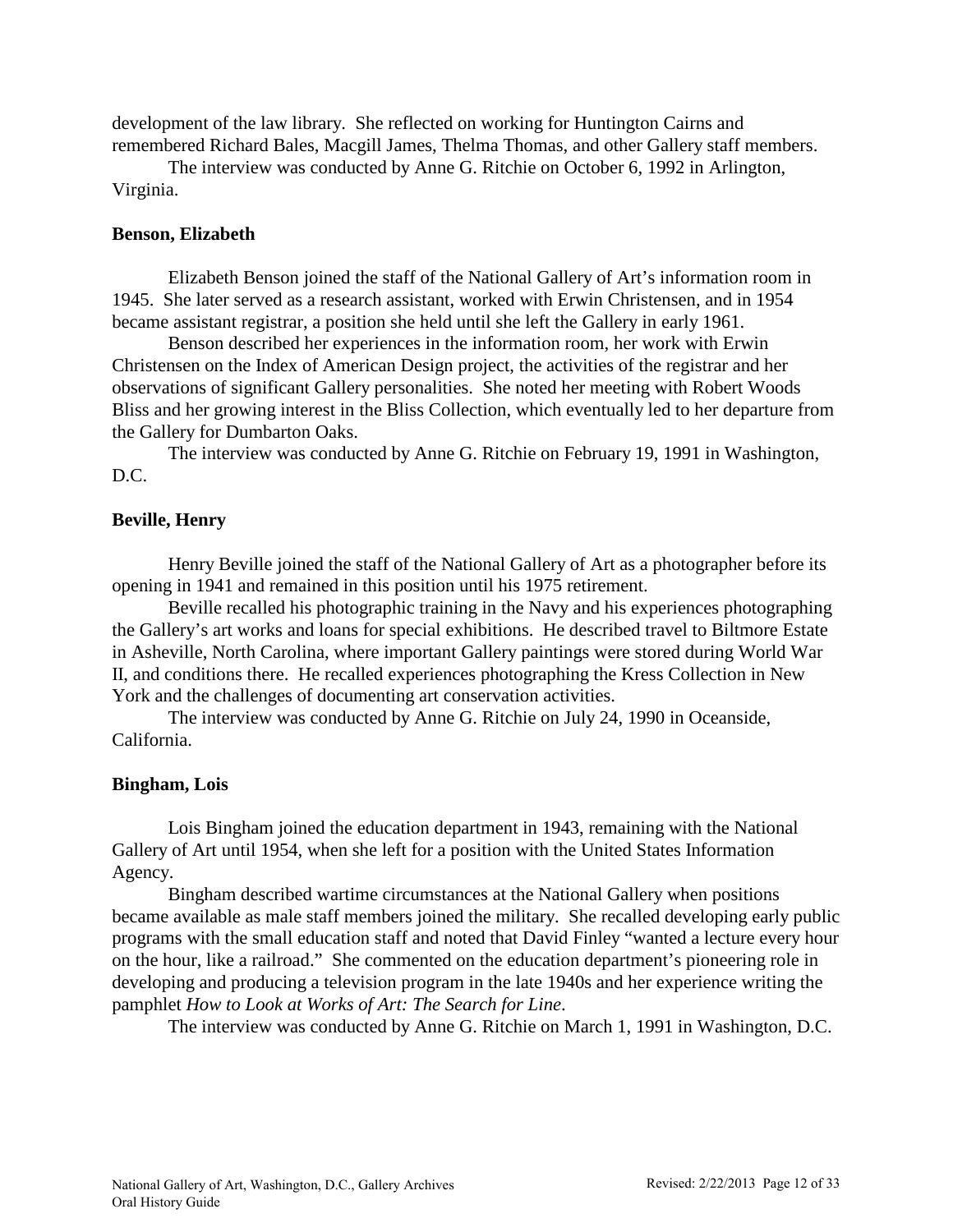development of the law library. She reflected on working for Huntington Cairns and remembered Richard Bales, Macgill James, Thelma Thomas, and other Gallery staff members.

The interview was conducted by Anne G. Ritchie on October 6, 1992 in Arlington, Virginia.

**Benson, Elizabeth**

Elizabeth Benson joined the staff of the National Gallery of Art's information room in 1945. She later served as a research assistant, worked with Erwin Christensen, and in 1954 became assistant registrar, a position she held until she left the Gallery in early 1961.

Benson described her experiences in the information room, her work with Erwin Christensen on the Index of American Design project, the activities of the registrar and her observations of significant Gallery personalities. She noted her meeting with Robert Woods Bliss and her growing interest in the Bliss Collection, which eventually led to her departure from the Gallery for Dumbarton Oaks.

The interview was conducted by Anne G. Ritchie on February 19, 1991 in Washington, D.C.

**Beville, Henry**

Henry Beville joined the staff of the National Gallery of Art as a photographer before its opening in 1941 and remained in this position until his 1975 retirement.

Beville recalled his photographic training in the Navy and his experiences photographing the Gallery's art works and loans for special exhibitions. He described travel to Biltmore Estate in Asheville, North Carolina, where important Gallery paintings were stored during World War II, and conditions there. He recalled experiences photographing the Kress Collection in New York and the challenges of documenting art conservation activities.

The interview was conducted by Anne G. Ritchie on July 24, 1990 in Oceanside, California.

**Bingham, Lois**

Lois Bingham joined the education department in 1943, remaining with the National Gallery of Art until 1954, when she left for a position with the United States Information Agency.

Bingham described wartime circumstances at the National Gallery when positions became available as male staff members joined the military. She recalled developing early public programs with the small education staff and noted that David Finley "wanted a lecture every hour on the hour, like a railroad." She commented on the education department's pioneering role in developing and producing a television program in the late 1940s and her experience writing the pamphlet *How to Look at Works of Art: The Search for Line*.

The interview was conducted by Anne G. Ritchie on March 1, 1991 in Washington, D.C.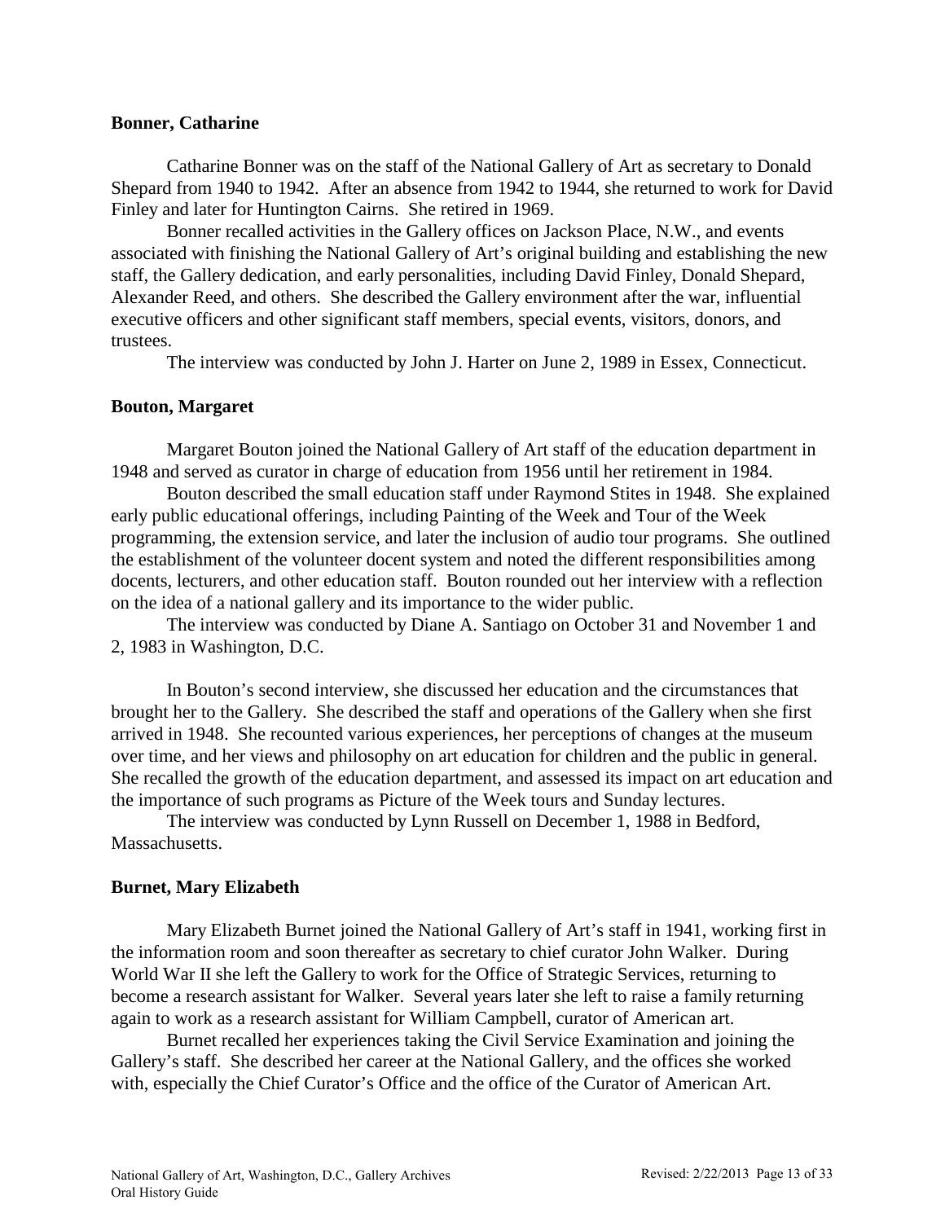**Bonner, Catharine**

Catharine Bonner was on the staff of the National Gallery of Art as secretary to Donald Shepard from 1940 to 1942. After an absence from 1942 to 1944, she returned to work for David Finley and later for Huntington Cairns. She retired in 1969.

Bonner recalled activities in the Gallery offices on Jackson Place, N.W., and events associated with finishing the National Gallery of Art's original building and establishing the new staff, the Gallery dedication, and early personalities, including David Finley, Donald Shepard, Alexander Reed, and others. She described the Gallery environment after the war, influential executive officers and other significant staff members, special events, visitors, donors, and trustees.

The interview was conducted by John J. Harter on June 2, 1989 in Essex, Connecticut.

**Bouton, Margaret**

Margaret Bouton joined the National Gallery of Art staff of the education department in 1948 and served as curator in charge of education from 1956 until her retirement in 1984.

Bouton described the small education staff under Raymond Stites in 1948. She explained early public educational offerings, including Painting of the Week and Tour of the Week programming, the extension service, and later the inclusion of audio tour programs. She outlined the establishment of the volunteer docent system and noted the different responsibilities among docents, lecturers, and other education staff. Bouton rounded out her interview with a reflection on the idea of a national gallery and its importance to the wider public.

The interview was conducted by Diane A. Santiago on October 31 and November 1 and 2, 1983 in Washington, D.C.

In Bouton's second interview, she discussed her education and the circumstances that brought her to the Gallery. She described the staff and operations of the Gallery when she first arrived in 1948. She recounted various experiences, her perceptions of changes at the museum over time, and her views and philosophy on art education for children and the public in general. She recalled the growth of the education department, and assessed its impact on art education and the importance of such programs as Picture of the Week tours and Sunday lectures.

The interview was conducted by Lynn Russell on December 1, 1988 in Bedford, Massachusetts.

**Burnet, Mary Elizabeth**

Mary Elizabeth Burnet joined the National Gallery of Art's staff in 1941, working first in the information room and soon thereafter as secretary to chief curator John Walker. During World War II she left the Gallery to work for the Office of Strategic Services, returning to become a research assistant for Walker. Several years later she left to raise a family returning again to work as a research assistant for William Campbell, curator of American art.

Burnet recalled her experiences taking the Civil Service Examination and joining the Gallery's staff. She described her career at the National Gallery, and the offices she worked with, especially the Chief Curator's Office and the office of the Curator of American Art.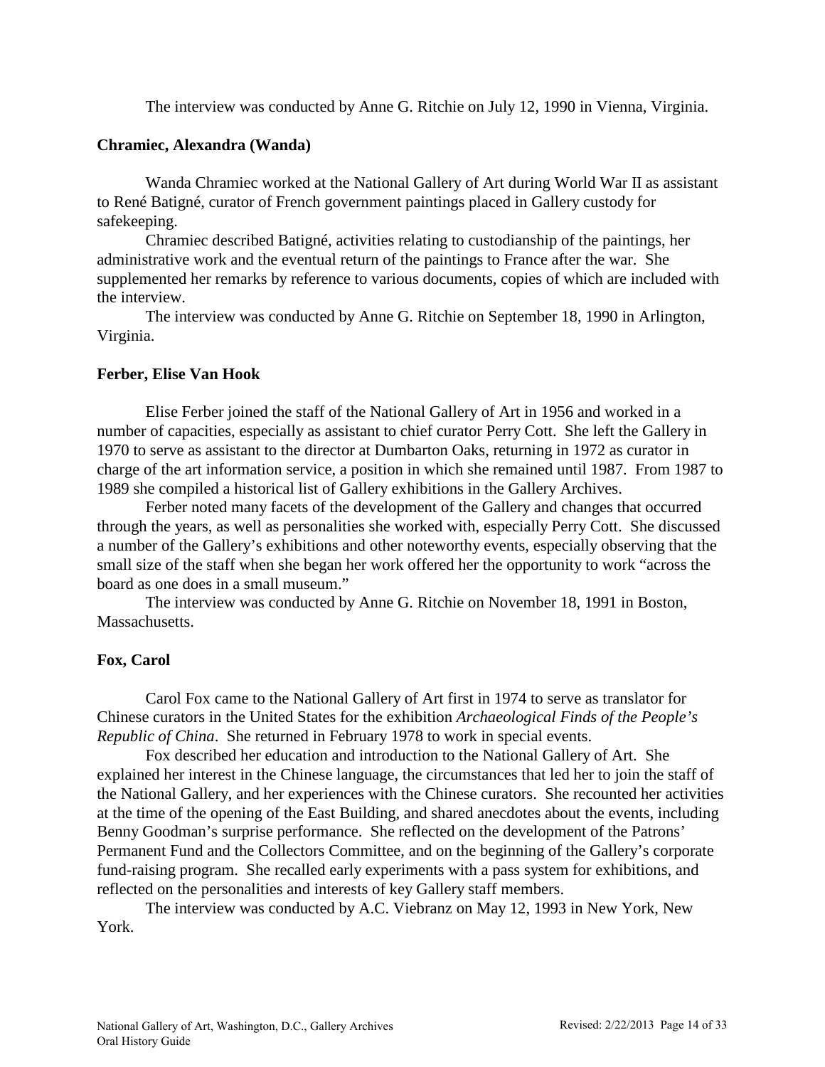The interview was conducted by Anne G. Ritchie on July 12, 1990 in Vienna, Virginia.

**Chramiec, Alexandra (Wanda)**

Wanda Chramiec worked at the National Gallery of Art during World War II as assistant to René Batigné, curator of French government paintings placed in Gallery custody for safekeeping.

Chramiec described Batigné, activities relating to custodianship of the paintings, her administrative work and the eventual return of the paintings to France after the war. She supplemented her remarks by reference to various documents, copies of which are included with the interview.

The interview was conducted by Anne G. Ritchie on September 18, 1990 in Arlington, Virginia.

**Ferber, Elise Van Hook**

Elise Ferber joined the staff of the National Gallery of Art in 1956 and worked in a number of capacities, especially as assistant to chief curator Perry Cott. She left the Gallery in 1970 to serve as assistant to the director at Dumbarton Oaks, returning in 1972 as curator in charge of the art information service, a position in which she remained until 1987. From 1987 to 1989 she compiled a historical list of Gallery exhibitions in the Gallery Archives.

Ferber noted many facets of the development of the Gallery and changes that occurred through the years, as well as personalities she worked with, especially Perry Cott. She discussed a number of the Gallery's exhibitions and other noteworthy events, especially observing that the small size of the staff when she began her work offered her the opportunity to work "across the board as one does in a small museum."

The interview was conducted by Anne G. Ritchie on November 18, 1991 in Boston, Massachusetts.

**Fox, Carol**

Carol Fox came to the National Gallery of Art first in 1974 to serve as translator for Chinese curators in the United States for the exhibition *Archaeological Finds of the People's Republic of China*. She returned in February 1978 to work in special events.

Fox described her education and introduction to the National Gallery of Art. She explained her interest in the Chinese language, the circumstances that led her to join the staff of the National Gallery, and her experiences with the Chinese curators. She recounted her activities at the time of the opening of the East Building, and shared anecdotes about the events, including Benny Goodman's surprise performance. She reflected on the development of the Patrons' Permanent Fund and the Collectors Committee, and on the beginning of the Gallery's corporate fund-raising program. She recalled early experiments with a pass system for exhibitions, and reflected on the personalities and interests of key Gallery staff members.

The interview was conducted by A.C. Viebranz on May 12, 1993 in New York, New York.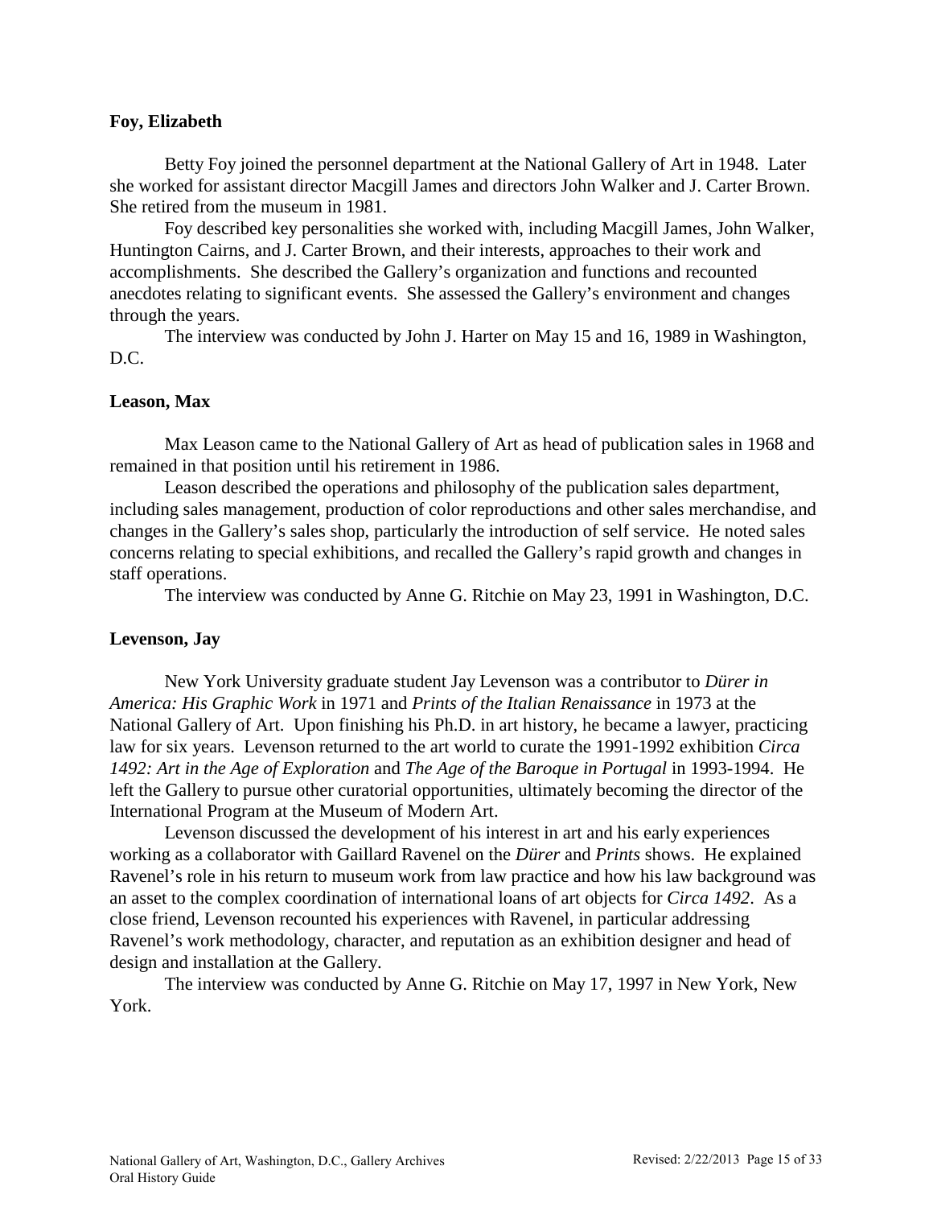**Foy, Elizabeth**

Betty Foy joined the personnel department at the National Gallery of Art in 1948. Later she worked for assistant director Macgill James and directors John Walker and J. Carter Brown. She retired from the museum in 1981.

Foy described key personalities she worked with, including Macgill James, John Walker, Huntington Cairns, and J. Carter Brown, and their interests, approaches to their work and accomplishments. She described the Gallery's organization and functions and recounted anecdotes relating to significant events. She assessed the Gallery's environment and changes through the years.

The interview was conducted by John J. Harter on May 15 and 16, 1989 in Washington, D.C.

**Leason, Max**

Max Leason came to the National Gallery of Art as head of publication sales in 1968 and remained in that position until his retirement in 1986.

Leason described the operations and philosophy of the publication sales department, including sales management, production of color reproductions and other sales merchandise, and changes in the Gallery's sales shop, particularly the introduction of self service. He noted sales concerns relating to special exhibitions, and recalled the Gallery's rapid growth and changes in staff operations.

The interview was conducted by Anne G. Ritchie on May 23, 1991 in Washington, D.C.

**Levenson, Jay**

New York University graduate student Jay Levenson was a contributor to *Dürer in America: His Graphic Work* in 1971 and *Prints of the Italian Renaissance* in 1973 at the National Gallery of Art. Upon finishing his Ph.D. in art history, he became a lawyer, practicing law for six years. Levenson returned to the art world to curate the 1991-1992 exhibition *Circa 1492: Art in the Age of Exploration* and *The Age of the Baroque in Portugal* in 1993-1994. He left the Gallery to pursue other curatorial opportunities, ultimately becoming the director of the International Program at the Museum of Modern Art.

Levenson discussed the development of his interest in art and his early experiences working as a collaborator with Gaillard Ravenel on the *Dürer* and *Prints* shows. He explained Ravenel's role in his return to museum work from law practice and how his law background was an asset to the complex coordination of international loans of art objects for *Circa 1492*. As a close friend, Levenson recounted his experiences with Ravenel, in particular addressing Ravenel's work methodology, character, and reputation as an exhibition designer and head of design and installation at the Gallery.

The interview was conducted by Anne G. Ritchie on May 17, 1997 in New York, New York.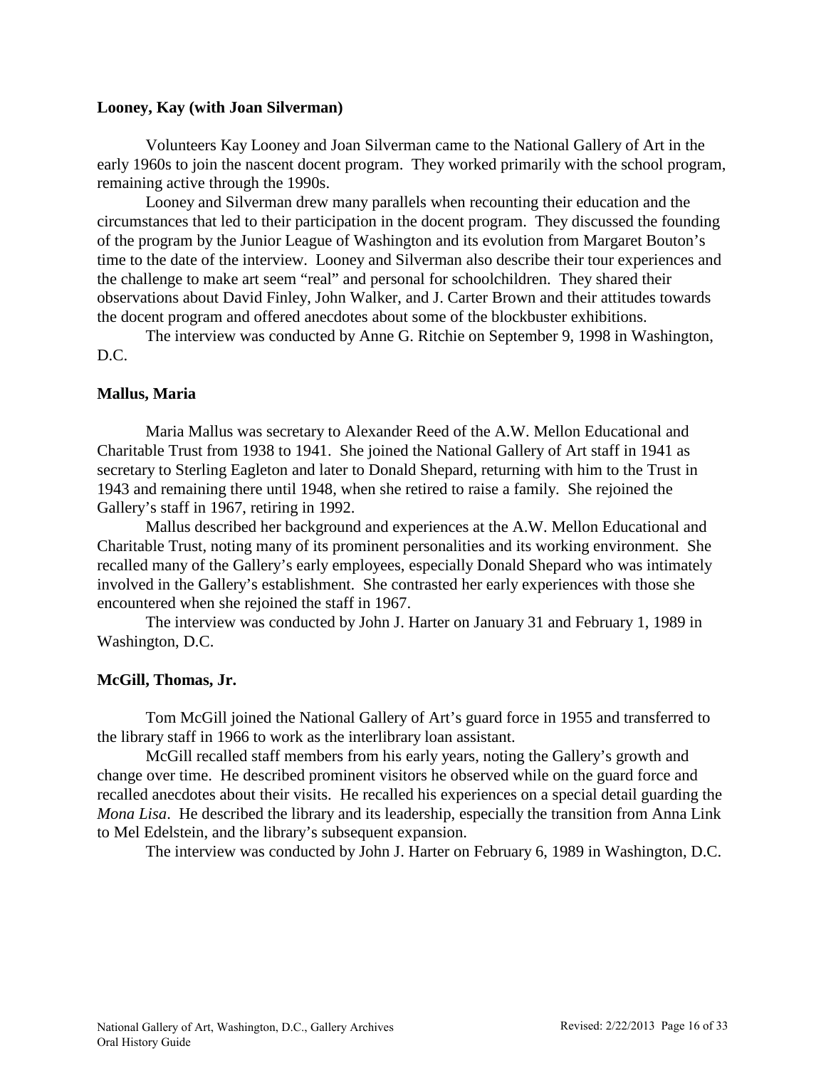**Looney, Kay (with Joan Silverman)**

Volunteers Kay Looney and Joan Silverman came to the National Gallery of Art in the early 1960s to join the nascent docent program. They worked primarily with the school program, remaining active through the 1990s.

Looney and Silverman drew many parallels when recounting their education and the circumstances that led to their participation in the docent program. They discussed the founding of the program by the Junior League of Washington and its evolution from Margaret Bouton's time to the date of the interview. Looney and Silverman also describe their tour experiences and the challenge to make art seem "real" and personal for schoolchildren. They shared their observations about David Finley, John Walker, and J. Carter Brown and their attitudes towards the docent program and offered anecdotes about some of the blockbuster exhibitions.

The interview was conducted by Anne G. Ritchie on September 9, 1998 in Washington, D.C.

**Mallus, Maria**

Maria Mallus was secretary to Alexander Reed of the A.W. Mellon Educational and Charitable Trust from 1938 to 1941. She joined the National Gallery of Art staff in 1941 as secretary to Sterling Eagleton and later to Donald Shepard, returning with him to the Trust in 1943 and remaining there until 1948, when she retired to raise a family. She rejoined the Gallery's staff in 1967, retiring in 1992.

Mallus described her background and experiences at the A.W. Mellon Educational and Charitable Trust, noting many of its prominent personalities and its working environment. She recalled many of the Gallery's early employees, especially Donald Shepard who was intimately involved in the Gallery's establishment. She contrasted her early experiences with those she encountered when she rejoined the staff in 1967.

The interview was conducted by John J. Harter on January 31 and February 1, 1989 in Washington, D.C.

**McGill, Thomas, Jr.**

Tom McGill joined the National Gallery of Art's guard force in 1955 and transferred to the library staff in 1966 to work as the interlibrary loan assistant.

McGill recalled staff members from his early years, noting the Gallery's growth and change over time. He described prominent visitors he observed while on the guard force and recalled anecdotes about their visits. He recalled his experiences on a special detail guarding the *Mona Lisa*. He described the library and its leadership, especially the transition from Anna Link to Mel Edelstein, and the library's subsequent expansion.

The interview was conducted by John J. Harter on February 6, 1989 in Washington, D.C.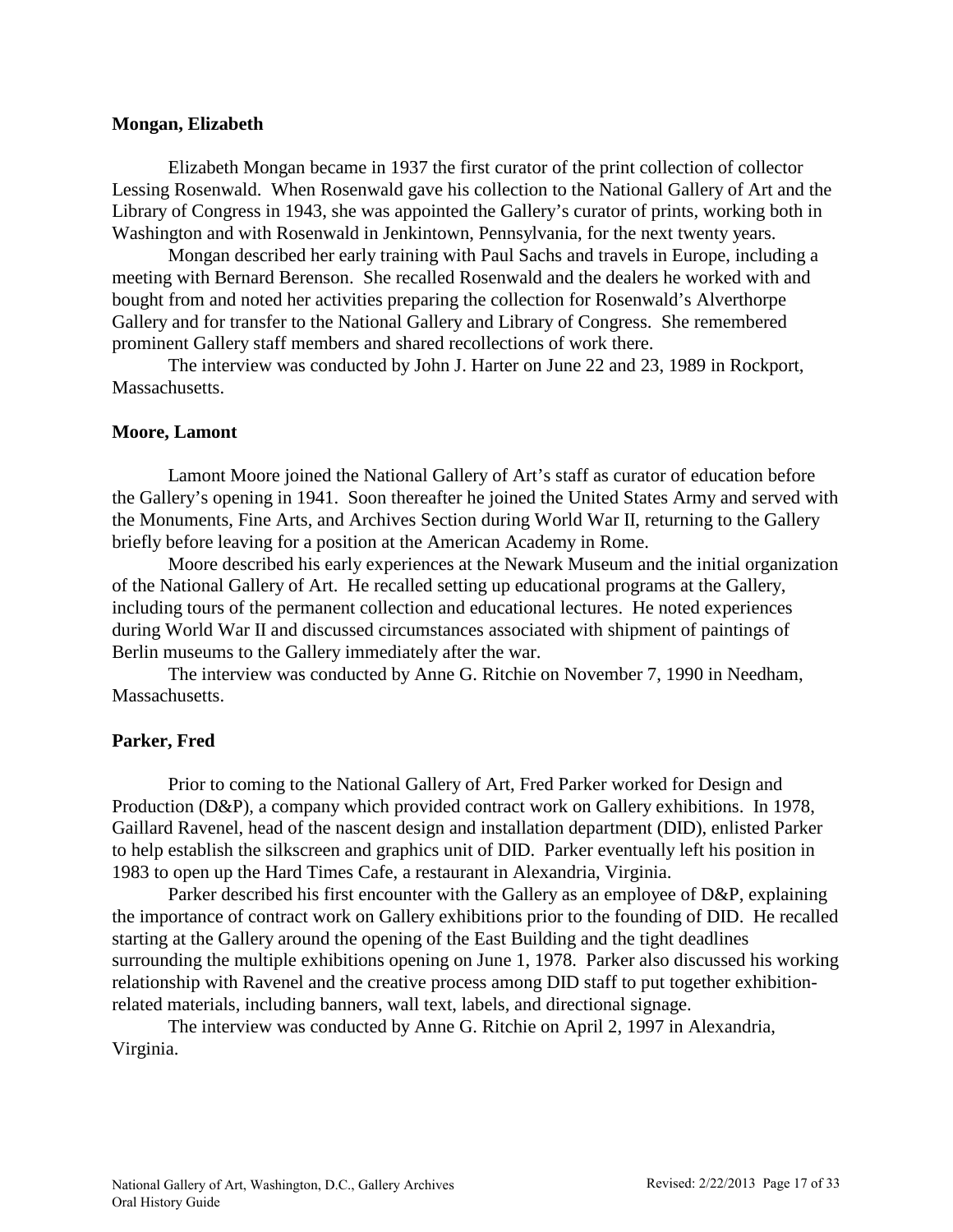**Mongan, Elizabeth**

Elizabeth Mongan became in 1937 the first curator of the print collection of collector Lessing Rosenwald. When Rosenwald gave his collection to the National Gallery of Art and the Library of Congress in 1943, she was appointed the Gallery's curator of prints, working both in Washington and with Rosenwald in Jenkintown, Pennsylvania, for the next twenty years.

Mongan described her early training with Paul Sachs and travels in Europe, including a meeting with Bernard Berenson. She recalled Rosenwald and the dealers he worked with and bought from and noted her activities preparing the collection for Rosenwald's Alverthorpe Gallery and for transfer to the National Gallery and Library of Congress. She remembered prominent Gallery staff members and shared recollections of work there.

The interview was conducted by John J. Harter on June 22 and 23, 1989 in Rockport, Massachusetts.

**Moore, Lamont**

Lamont Moore joined the National Gallery of Art's staff as curator of education before the Gallery's opening in 1941. Soon thereafter he joined the United States Army and served with the Monuments, Fine Arts, and Archives Section during World War II, returning to the Gallery briefly before leaving for a position at the American Academy in Rome.

Moore described his early experiences at the Newark Museum and the initial organization of the National Gallery of Art. He recalled setting up educational programs at the Gallery, including tours of the permanent collection and educational lectures. He noted experiences during World War II and discussed circumstances associated with shipment of paintings of Berlin museums to the Gallery immediately after the war.

The interview was conducted by Anne G. Ritchie on November 7, 1990 in Needham, Massachusetts.

**Parker, Fred**

Prior to coming to the National Gallery of Art, Fred Parker worked for Design and Production (D&P), a company which provided contract work on Gallery exhibitions. In 1978, Gaillard Ravenel, head of the nascent design and installation department (DID), enlisted Parker to help establish the silkscreen and graphics unit of DID. Parker eventually left his position in 1983 to open up the Hard Times Cafe, a restaurant in Alexandria, Virginia.

Parker described his first encounter with the Gallery as an employee of D&P, explaining the importance of contract work on Gallery exhibitions prior to the founding of DID. He recalled starting at the Gallery around the opening of the East Building and the tight deadlines surrounding the multiple exhibitions opening on June 1, 1978. Parker also discussed his working relationship with Ravenel and the creative process among DID staff to put together exhibition-related materials, including banners, wall text, labels, and directional signage.

The interview was conducted by Anne G. Ritchie on April 2, 1997 in Alexandria, Virginia.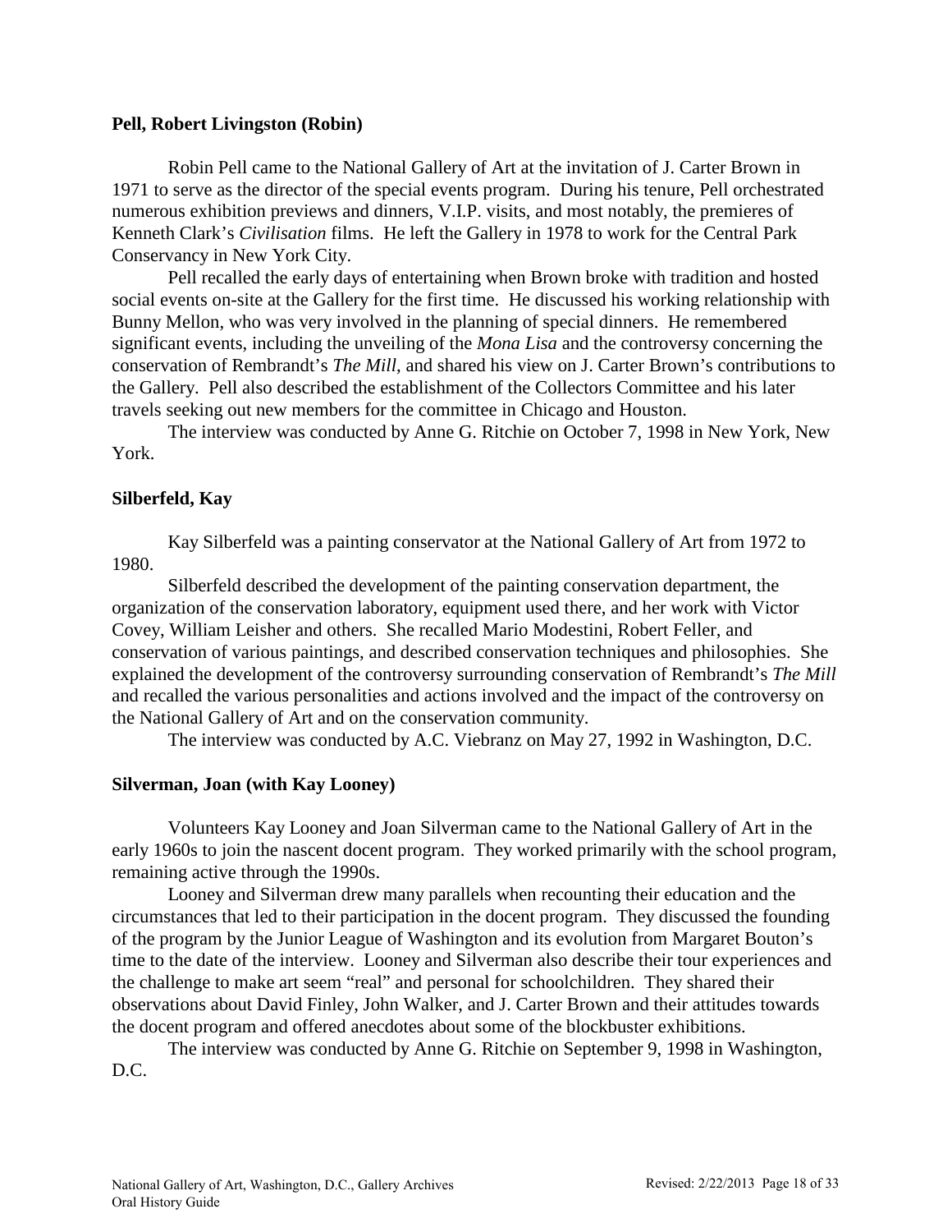**Pell, Robert Livingston (Robin)**

Robin Pell came to the National Gallery of Art at the invitation of J. Carter Brown in 1971 to serve as the director of the special events program. During his tenure, Pell orchestrated numerous exhibition previews and dinners, V.I.P. visits, and most notably, the premieres of Kenneth Clark's *Civilisation* films. He left the Gallery in 1978 to work for the Central Park Conservancy in New York City.

Pell recalled the early days of entertaining when Brown broke with tradition and hosted social events on-site at the Gallery for the first time. He discussed his working relationship with Bunny Mellon, who was very involved in the planning of special dinners. He remembered significant events, including the unveiling of the *Mona Lisa* and the controversy concerning the conservation of Rembrandt's *The Mill*, and shared his view on J. Carter Brown's contributions to the Gallery. Pell also described the establishment of the Collectors Committee and his later travels seeking out new members for the committee in Chicago and Houston.

The interview was conducted by Anne G. Ritchie on October 7, 1998 in New York, New York.

**Silberfeld, Kay**

Kay Silberfeld was a painting conservator at the National Gallery of Art from 1972 to 1980.

Silberfeld described the development of the painting conservation department, the organization of the conservation laboratory, equipment used there, and her work with Victor Covey, William Leisher and others. She recalled Mario Modestini, Robert Feller, and conservation of various paintings, and described conservation techniques and philosophies. She explained the development of the controversy surrounding conservation of Rembrandt's *The Mill* and recalled the various personalities and actions involved and the impact of the controversy on the National Gallery of Art and on the conservation community.

The interview was conducted by A.C. Viebranz on May 27, 1992 in Washington, D.C.

**Silverman, Joan (with Kay Looney)**

Volunteers Kay Looney and Joan Silverman came to the National Gallery of Art in the early 1960s to join the nascent docent program. They worked primarily with the school program, remaining active through the 1990s.

Looney and Silverman drew many parallels when recounting their education and the circumstances that led to their participation in the docent program. They discussed the founding of the program by the Junior League of Washington and its evolution from Margaret Bouton's time to the date of the interview. Looney and Silverman also describe their tour experiences and the challenge to make art seem "real" and personal for schoolchildren. They shared their observations about David Finley, John Walker, and J. Carter Brown and their attitudes towards the docent program and offered anecdotes about some of the blockbuster exhibitions.

The interview was conducted by Anne G. Ritchie on September 9, 1998 in Washington, D.C.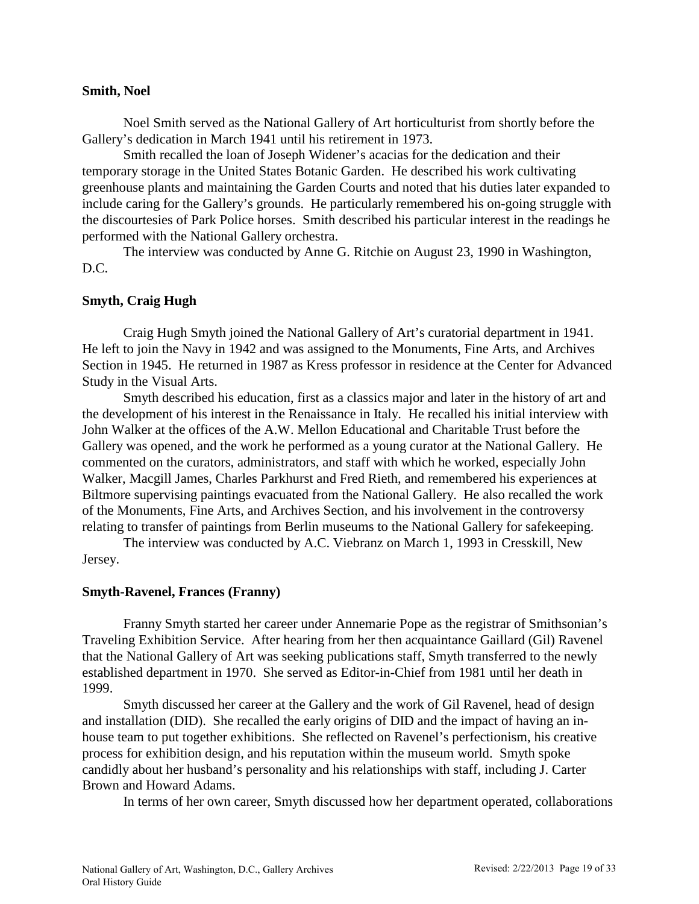**Smith, Noel**

Noel Smith served as the National Gallery of Art horticulturist from shortly before the Gallery's dedication in March 1941 until his retirement in 1973.

Smith recalled the loan of Joseph Widener's acacias for the dedication and their temporary storage in the United States Botanic Garden. He described his work cultivating greenhouse plants and maintaining the Garden Courts and noted that his duties later expanded to include caring for the Gallery's grounds. He particularly remembered his on-going struggle with the discourtesies of Park Police horses. Smith described his particular interest in the readings he performed with the National Gallery orchestra.

The interview was conducted by Anne G. Ritchie on August 23, 1990 in Washington, D.C.

**Smyth, Craig Hugh**

Craig Hugh Smyth joined the National Gallery of Art's curatorial department in 1941. He left to join the Navy in 1942 and was assigned to the Monuments, Fine Arts, and Archives Section in 1945. He returned in 1987 as Kress professor in residence at the Center for Advanced Study in the Visual Arts.

Smyth described his education, first as a classics major and later in the history of art and the development of his interest in the Renaissance in Italy. He recalled his initial interview with John Walker at the offices of the A.W. Mellon Educational and Charitable Trust before the Gallery was opened, and the work he performed as a young curator at the National Gallery. He commented on the curators, administrators, and staff with which he worked, especially John Walker, Macgill James, Charles Parkhurst and Fred Rieth, and remembered his experiences at Biltmore supervising paintings evacuated from the National Gallery. He also recalled the work of the Monuments, Fine Arts, and Archives Section, and his involvement in the controversy relating to transfer of paintings from Berlin museums to the National Gallery for safekeeping.

The interview was conducted by A.C. Viebranz on March 1, 1993 in Cresskill, New Jersey.

**Smyth-Ravenel, Frances (Franny)**

Franny Smyth started her career under Annemarie Pope as the registrar of Smithsonian's Traveling Exhibition Service. After hearing from her then acquaintance Gaillard (Gil) Ravenel that the National Gallery of Art was seeking publications staff, Smyth transferred to the newly established department in 1970. She served as Editor-in-Chief from 1981 until her death in 1999.

Smyth discussed her career at the Gallery and the work of Gil Ravenel, head of design and installation (DID). She recalled the early origins of DID and the impact of having an in-house team to put together exhibitions. She reflected on Ravenel's perfectionism, his creative process for exhibition design, and his reputation within the museum world. Smyth spoke candidly about her husband's personality and his relationships with staff, including J. Carter Brown and Howard Adams.

In terms of her own career, Smyth discussed how her department operated, collaborations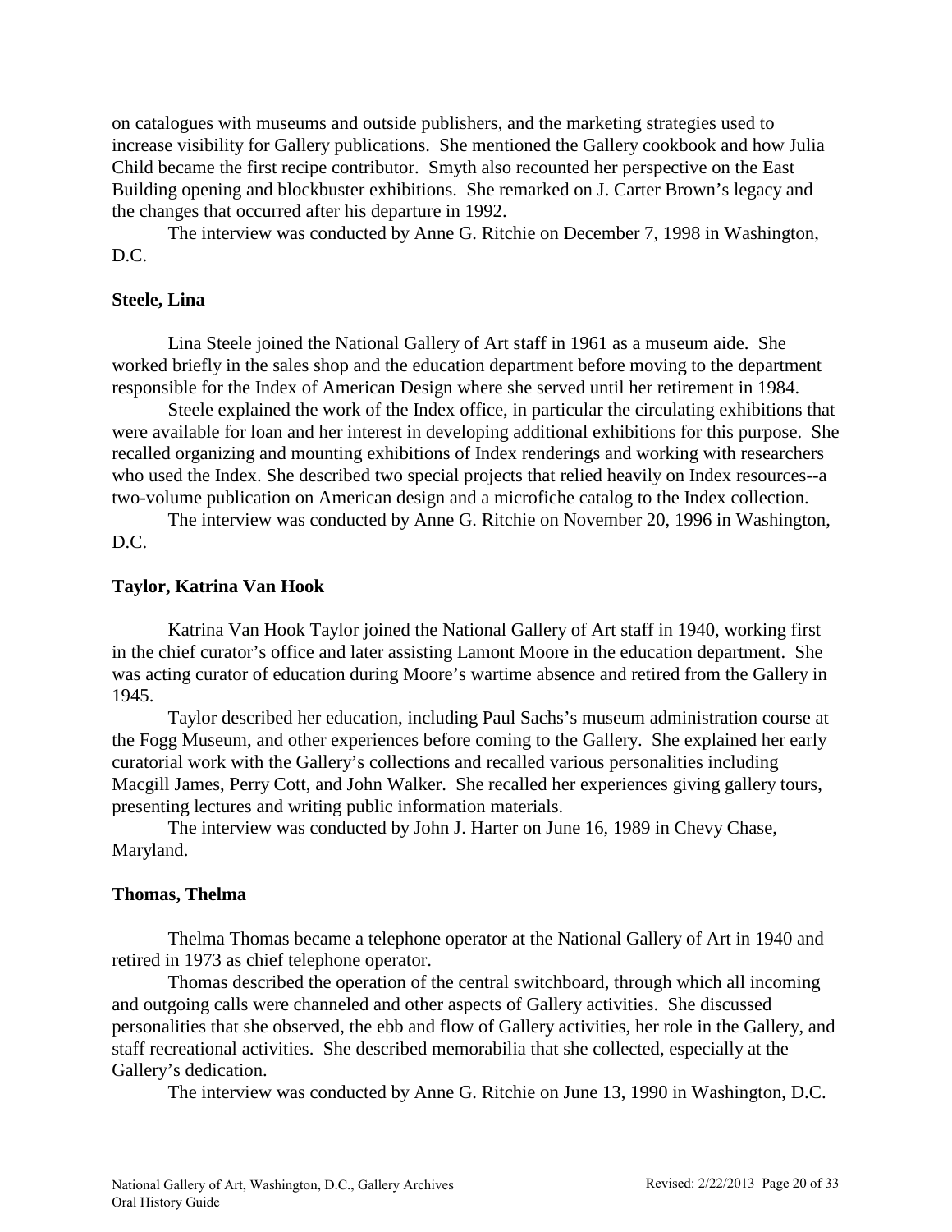on catalogues with museums and outside publishers, and the marketing strategies used to increase visibility for Gallery publications. She mentioned the Gallery cookbook and how Julia Child became the first recipe contributor. Smyth also recounted her perspective on the East Building opening and blockbuster exhibitions. She remarked on J. Carter Brown's legacy and the changes that occurred after his departure in 1992.

The interview was conducted by Anne G. Ritchie on December 7, 1998 in Washington, D.C.

**Steele, Lina**

Lina Steele joined the National Gallery of Art staff in 1961 as a museum aide. She worked briefly in the sales shop and the education department before moving to the department responsible for the Index of American Design where she served until her retirement in 1984.

Steele explained the work of the Index office, in particular the circulating exhibitions that were available for loan and her interest in developing additional exhibitions for this purpose. She recalled organizing and mounting exhibitions of Index renderings and working with researchers who used the Index. She described two special projects that relied heavily on Index resources--a two-volume publication on American design and a microfiche catalog to the Index collection.

The interview was conducted by Anne G. Ritchie on November 20, 1996 in Washington, D.C.

**Taylor, Katrina Van Hook**

Katrina Van Hook Taylor joined the National Gallery of Art staff in 1940, working first in the chief curator's office and later assisting Lamont Moore in the education department. She was acting curator of education during Moore's wartime absence and retired from the Gallery in 1945.

Taylor described her education, including Paul Sachs's museum administration course at the Fogg Museum, and other experiences before coming to the Gallery. She explained her early curatorial work with the Gallery's collections and recalled various personalities including Macgill James, Perry Cott, and John Walker. She recalled her experiences giving gallery tours, presenting lectures and writing public information materials.

The interview was conducted by John J. Harter on June 16, 1989 in Chevy Chase, Maryland.

**Thomas, Thelma**

Thelma Thomas became a telephone operator at the National Gallery of Art in 1940 and retired in 1973 as chief telephone operator.

Thomas described the operation of the central switchboard, through which all incoming and outgoing calls were channeled and other aspects of Gallery activities. She discussed personalities that she observed, the ebb and flow of Gallery activities, her role in the Gallery, and staff recreational activities. She described memorabilia that she collected, especially at the Gallery's dedication.

The interview was conducted by Anne G. Ritchie on June 13, 1990 in Washington, D.C.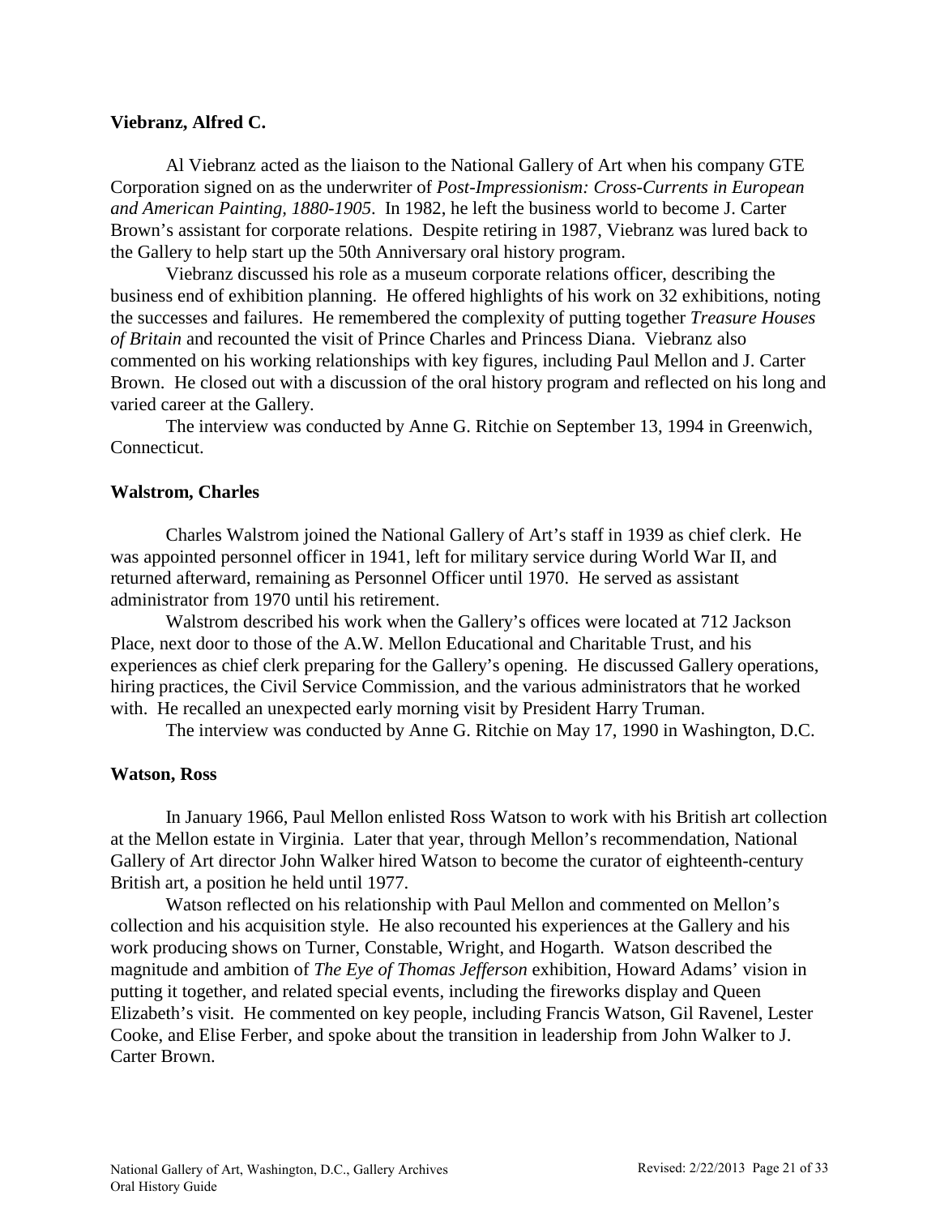**Viebranz, Alfred C.**

Al Viebranz acted as the liaison to the National Gallery of Art when his company GTE Corporation signed on as the underwriter of *Post-Impressionism: Cross-Currents in European and American Painting, 1880-1905*. In 1982, he left the business world to become J. Carter Brown's assistant for corporate relations. Despite retiring in 1987, Viebranz was lured back to the Gallery to help start up the 50th Anniversary oral history program.

Viebranz discussed his role as a museum corporate relations officer, describing the business end of exhibition planning. He offered highlights of his work on 32 exhibitions, noting the successes and failures. He remembered the complexity of putting together *Treasure Houses of Britain* and recounted the visit of Prince Charles and Princess Diana. Viebranz also commented on his working relationships with key figures, including Paul Mellon and J. Carter Brown. He closed out with a discussion of the oral history program and reflected on his long and varied career at the Gallery.

The interview was conducted by Anne G. Ritchie on September 13, 1994 in Greenwich, Connecticut.

**Walstrom, Charles**

Charles Walstrom joined the National Gallery of Art's staff in 1939 as chief clerk. He was appointed personnel officer in 1941, left for military service during World War II, and returned afterward, remaining as Personnel Officer until 1970. He served as assistant administrator from 1970 until his retirement.

Walstrom described his work when the Gallery's offices were located at 712 Jackson Place, next door to those of the A.W. Mellon Educational and Charitable Trust, and his experiences as chief clerk preparing for the Gallery's opening. He discussed Gallery operations, hiring practices, the Civil Service Commission, and the various administrators that he worked with. He recalled an unexpected early morning visit by President Harry Truman.

The interview was conducted by Anne G. Ritchie on May 17, 1990 in Washington, D.C.

**Watson, Ross**

In January 1966, Paul Mellon enlisted Ross Watson to work with his British art collection at the Mellon estate in Virginia. Later that year, through Mellon's recommendation, National Gallery of Art director John Walker hired Watson to become the curator of eighteenth-century British art, a position he held until 1977.

Watson reflected on his relationship with Paul Mellon and commented on Mellon's collection and his acquisition style. He also recounted his experiences at the Gallery and his work producing shows on Turner, Constable, Wright, and Hogarth. Watson described the magnitude and ambition of *The Eye of Thomas Jefferson* exhibition, Howard Adams' vision in putting it together, and related special events, including the fireworks display and Queen Elizabeth's visit. He commented on key people, including Francis Watson, Gil Ravenel, Lester Cooke, and Elise Ferber, and spoke about the transition in leadership from John Walker to J. Carter Brown.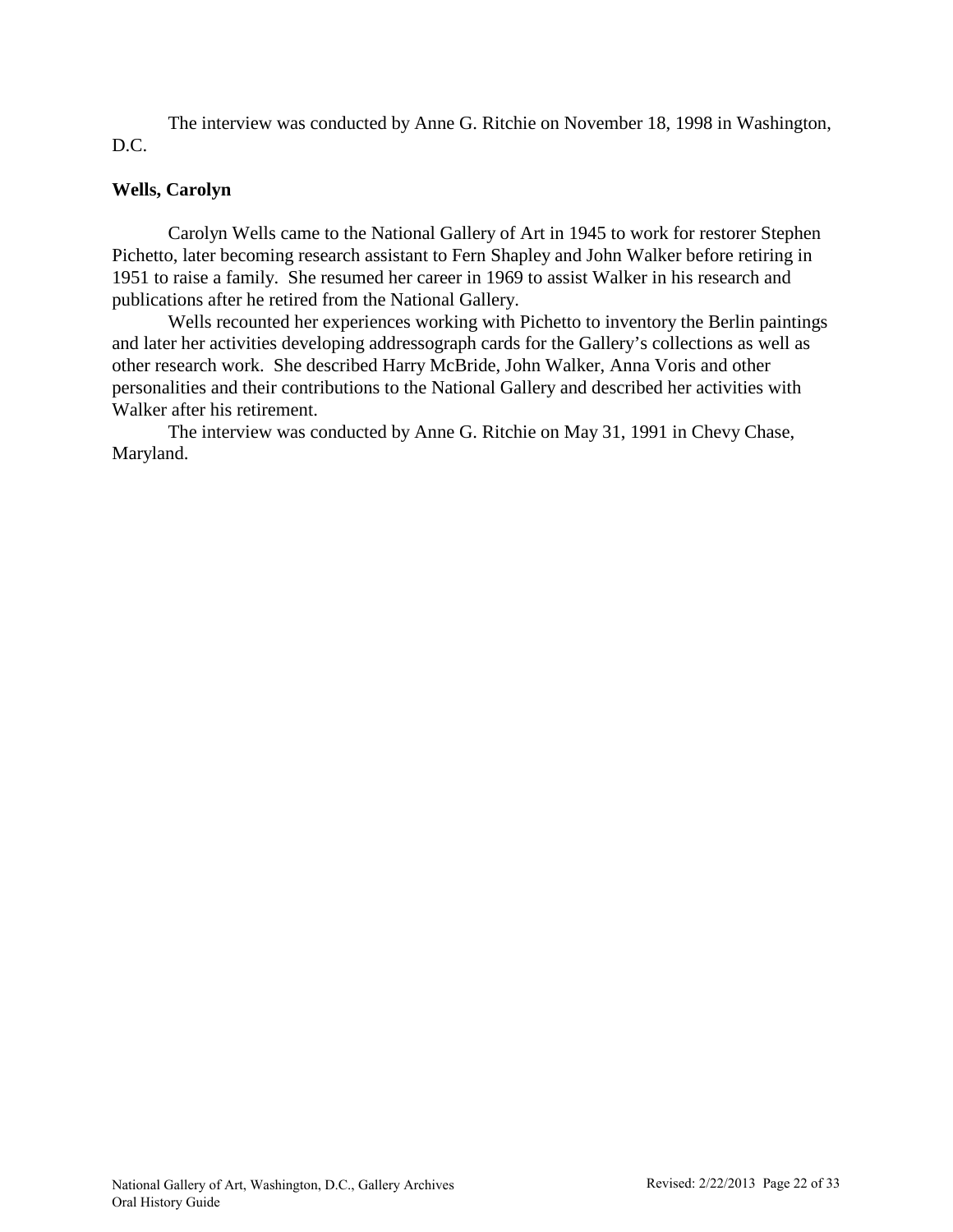The interview was conducted by Anne G. Ritchie on November 18, 1998 in Washington, D.C.

**Wells, Carolyn**

Carolyn Wells came to the National Gallery of Art in 1945 to work for restorer Stephen Pichetto, later becoming research assistant to Fern Shapley and John Walker before retiring in 1951 to raise a family. She resumed her career in 1969 to assist Walker in his research and publications after he retired from the National Gallery.

Wells recounted her experiences working with Pichetto to inventory the Berlin paintings and later her activities developing addressograph cards for the Gallery's collections as well as other research work. She described Harry McBride, John Walker, Anna Voris and other personalities and their contributions to the National Gallery and described her activities with Walker after his retirement.

The interview was conducted by Anne G. Ritchie on May 31, 1991 in Chevy Chase, Maryland.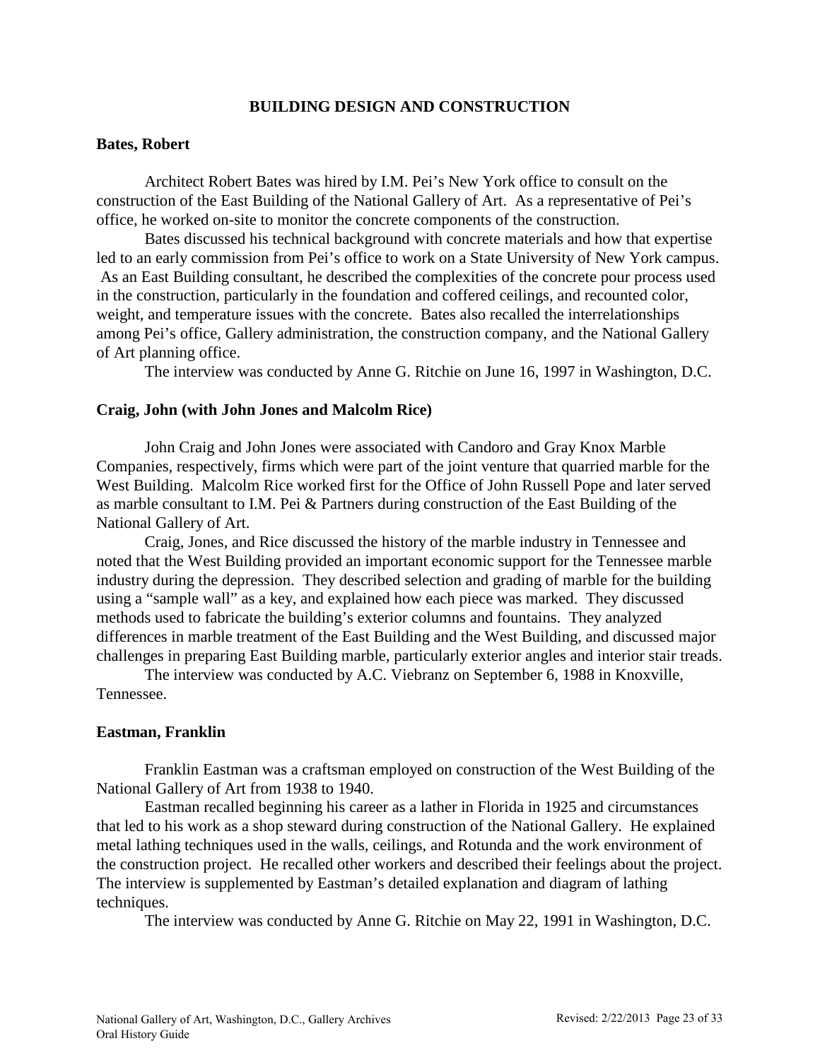## BUILDING DESIGN AND CONSTRUCTION

### Bates, Robert

Architect Robert Bates was hired by I.M. Pei's New York office to consult on the construction of the East Building of the National Gallery of Art. As a representative of Pei's office, he worked on-site to monitor the concrete components of the construction.

Bates discussed his technical background with concrete materials and how that expertise led to an early commission from Pei's office to work on a State University of New York campus. As an East Building consultant, he described the complexities of the concrete pour process used in the construction, particularly in the foundation and coffered ceilings, and recounted color, weight, and temperature issues with the concrete. Bates also recalled the interrelationships among Pei's office, Gallery administration, the construction company, and the National Gallery of Art planning office.

The interview was conducted by Anne G. Ritchie on June 16, 1997 in Washington, D.C.

### Craig, John (with John Jones and Malcolm Rice)

John Craig and John Jones were associated with Candoro and Gray Knox Marble Companies, respectively, firms which were part of the joint venture that quarried marble for the West Building. Malcolm Rice worked first for the Office of John Russell Pope and later served as marble consultant to I.M. Pei & Partners during construction of the East Building of the National Gallery of Art.

Craig, Jones, and Rice discussed the history of the marble industry in Tennessee and noted that the West Building provided an important economic support for the Tennessee marble industry during the depression. They described selection and grading of marble for the building using a "sample wall" as a key, and explained how each piece was marked. They discussed methods used to fabricate the building's exterior columns and fountains. They analyzed differences in marble treatment of the East Building and the West Building, and discussed major challenges in preparing East Building marble, particularly exterior angles and interior stair treads.

The interview was conducted by A.C. Viebranz on September 6, 1988 in Knoxville, Tennessee.

### Eastman, Franklin

Franklin Eastman was a craftsman employed on construction of the West Building of the National Gallery of Art from 1938 to 1940.

Eastman recalled beginning his career as a lather in Florida in 1925 and circumstances that led to his work as a shop steward during construction of the National Gallery. He explained metal lathing techniques used in the walls, ceilings, and Rotunda and the work environment of the construction project. He recalled other workers and described their feelings about the project. The interview is supplemented by Eastman's detailed explanation and diagram of lathing techniques.

The interview was conducted by Anne G. Ritchie on May 22, 1991 in Washington, D.C.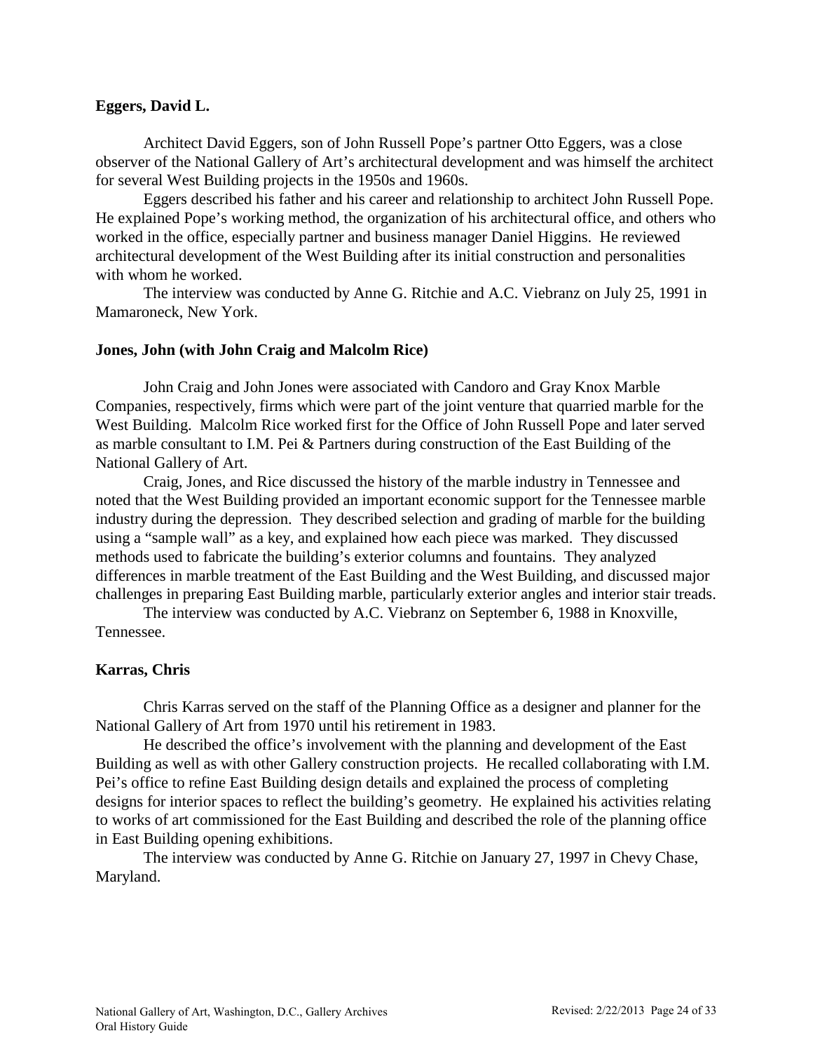**Eggers, David L.**

Architect David Eggers, son of John Russell Pope's partner Otto Eggers, was a close observer of the National Gallery of Art's architectural development and was himself the architect for several West Building projects in the 1950s and 1960s.

Eggers described his father and his career and relationship to architect John Russell Pope. He explained Pope's working method, the organization of his architectural office, and others who worked in the office, especially partner and business manager Daniel Higgins. He reviewed architectural development of the West Building after its initial construction and personalities with whom he worked.

The interview was conducted by Anne G. Ritchie and A.C. Viebranz on July 25, 1991 in Mamaroneck, New York.

**Jones, John (with John Craig and Malcolm Rice)**

John Craig and John Jones were associated with Candoro and Gray Knox Marble Companies, respectively, firms which were part of the joint venture that quarried marble for the West Building. Malcolm Rice worked first for the Office of John Russell Pope and later served as marble consultant to I.M. Pei & Partners during construction of the East Building of the National Gallery of Art.

Craig, Jones, and Rice discussed the history of the marble industry in Tennessee and noted that the West Building provided an important economic support for the Tennessee marble industry during the depression. They described selection and grading of marble for the building using a "sample wall" as a key, and explained how each piece was marked. They discussed methods used to fabricate the building's exterior columns and fountains. They analyzed differences in marble treatment of the East Building and the West Building, and discussed major challenges in preparing East Building marble, particularly exterior angles and interior stair treads.

The interview was conducted by A.C. Viebranz on September 6, 1988 in Knoxville, Tennessee.

**Karras, Chris**

Chris Karras served on the staff of the Planning Office as a designer and planner for the National Gallery of Art from 1970 until his retirement in 1983.

He described the office's involvement with the planning and development of the East Building as well as with other Gallery construction projects. He recalled collaborating with I.M. Pei's office to refine East Building design details and explained the process of completing designs for interior spaces to reflect the building's geometry. He explained his activities relating to works of art commissioned for the East Building and described the role of the planning office in East Building opening exhibitions.

The interview was conducted by Anne G. Ritchie on January 27, 1997 in Chevy Chase, Maryland.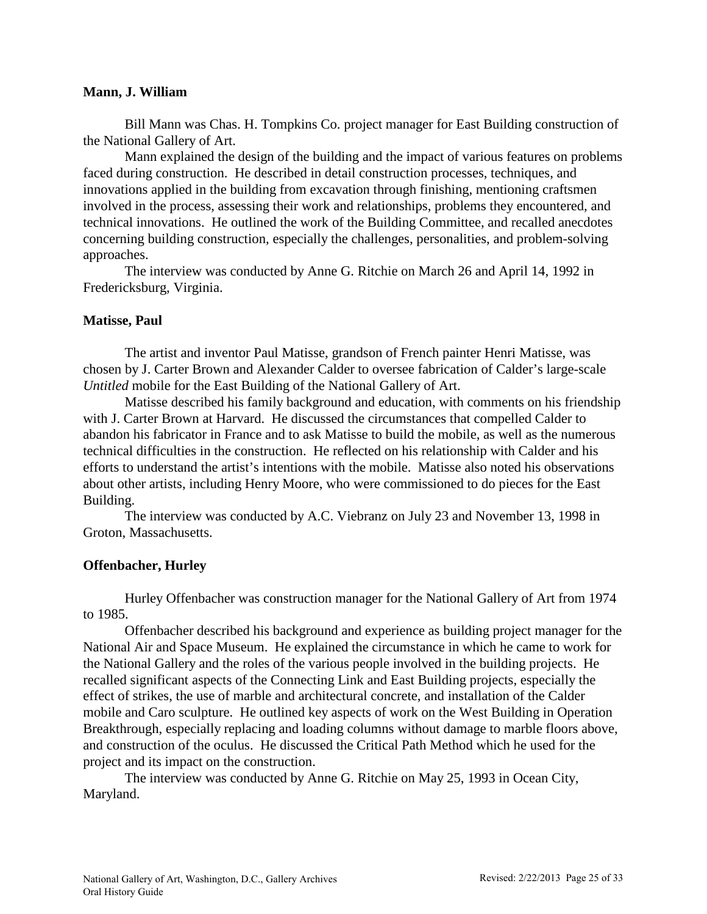**Mann, J. William**

Bill Mann was Chas. H. Tompkins Co. project manager for East Building construction of the National Gallery of Art.

Mann explained the design of the building and the impact of various features on problems faced during construction. He described in detail construction processes, techniques, and innovations applied in the building from excavation through finishing, mentioning craftsmen involved in the process, assessing their work and relationships, problems they encountered, and technical innovations. He outlined the work of the Building Committee, and recalled anecdotes concerning building construction, especially the challenges, personalities, and problem-solving approaches.

The interview was conducted by Anne G. Ritchie on March 26 and April 14, 1992 in Fredericksburg, Virginia.

**Matisse, Paul**

The artist and inventor Paul Matisse, grandson of French painter Henri Matisse, was chosen by J. Carter Brown and Alexander Calder to oversee fabrication of Calder's large-scale *Untitled* mobile for the East Building of the National Gallery of Art.

Matisse described his family background and education, with comments on his friendship with J. Carter Brown at Harvard. He discussed the circumstances that compelled Calder to abandon his fabricator in France and to ask Matisse to build the mobile, as well as the numerous technical difficulties in the construction. He reflected on his relationship with Calder and his efforts to understand the artist's intentions with the mobile. Matisse also noted his observations about other artists, including Henry Moore, who were commissioned to do pieces for the East Building.

The interview was conducted by A.C. Viebranz on July 23 and November 13, 1998 in Groton, Massachusetts.

**Offenbacher, Hurley**

Hurley Offenbacher was construction manager for the National Gallery of Art from 1974 to 1985.

Offenbacher described his background and experience as building project manager for the National Air and Space Museum. He explained the circumstance in which he came to work for the National Gallery and the roles of the various people involved in the building projects. He recalled significant aspects of the Connecting Link and East Building projects, especially the effect of strikes, the use of marble and architectural concrete, and installation of the Calder mobile and Caro sculpture. He outlined key aspects of work on the West Building in Operation Breakthrough, especially replacing and loading columns without damage to marble floors above, and construction of the oculus. He discussed the Critical Path Method which he used for the project and its impact on the construction.

The interview was conducted by Anne G. Ritchie on May 25, 1993 in Ocean City, Maryland.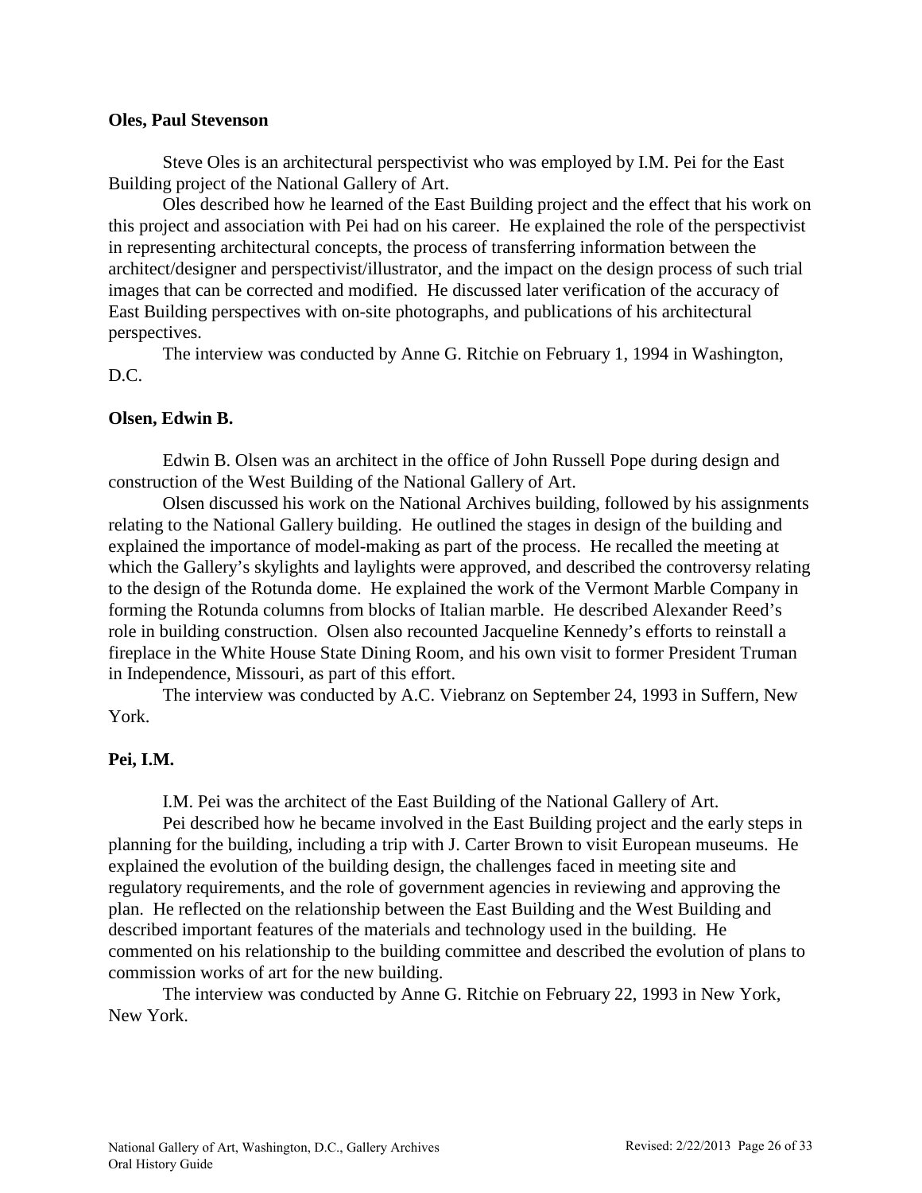**Oles, Paul Stevenson**

Steve Oles is an architectural perspectivist who was employed by I.M. Pei for the East Building project of the National Gallery of Art.

Oles described how he learned of the East Building project and the effect that his work on this project and association with Pei had on his career. He explained the role of the perspectivist in representing architectural concepts, the process of transferring information between the architect/designer and perspectivist/illustrator, and the impact on the design process of such trial images that can be corrected and modified. He discussed later verification of the accuracy of East Building perspectives with on-site photographs, and publications of his architectural perspectives.

The interview was conducted by Anne G. Ritchie on February 1, 1994 in Washington, D.C.

**Olsen, Edwin B.**

Edwin B. Olsen was an architect in the office of John Russell Pope during design and construction of the West Building of the National Gallery of Art.

Olsen discussed his work on the National Archives building, followed by his assignments relating to the National Gallery building. He outlined the stages in design of the building and explained the importance of model-making as part of the process. He recalled the meeting at which the Gallery's skylights and laylights were approved, and described the controversy relating to the design of the Rotunda dome. He explained the work of the Vermont Marble Company in forming the Rotunda columns from blocks of Italian marble. He described Alexander Reed's role in building construction. Olsen also recounted Jacqueline Kennedy's efforts to reinstall a fireplace in the White House State Dining Room, and his own visit to former President Truman in Independence, Missouri, as part of this effort.

The interview was conducted by A.C. Viebranz on September 24, 1993 in Suffern, New York.

**Pei, I.M.**

I.M. Pei was the architect of the East Building of the National Gallery of Art.

Pei described how he became involved in the East Building project and the early steps in planning for the building, including a trip with J. Carter Brown to visit European museums. He explained the evolution of the building design, the challenges faced in meeting site and regulatory requirements, and the role of government agencies in reviewing and approving the plan. He reflected on the relationship between the East Building and the West Building and described important features of the materials and technology used in the building. He commented on his relationship to the building committee and described the evolution of plans to commission works of art for the new building.

The interview was conducted by Anne G. Ritchie on February 22, 1993 in New York, New York.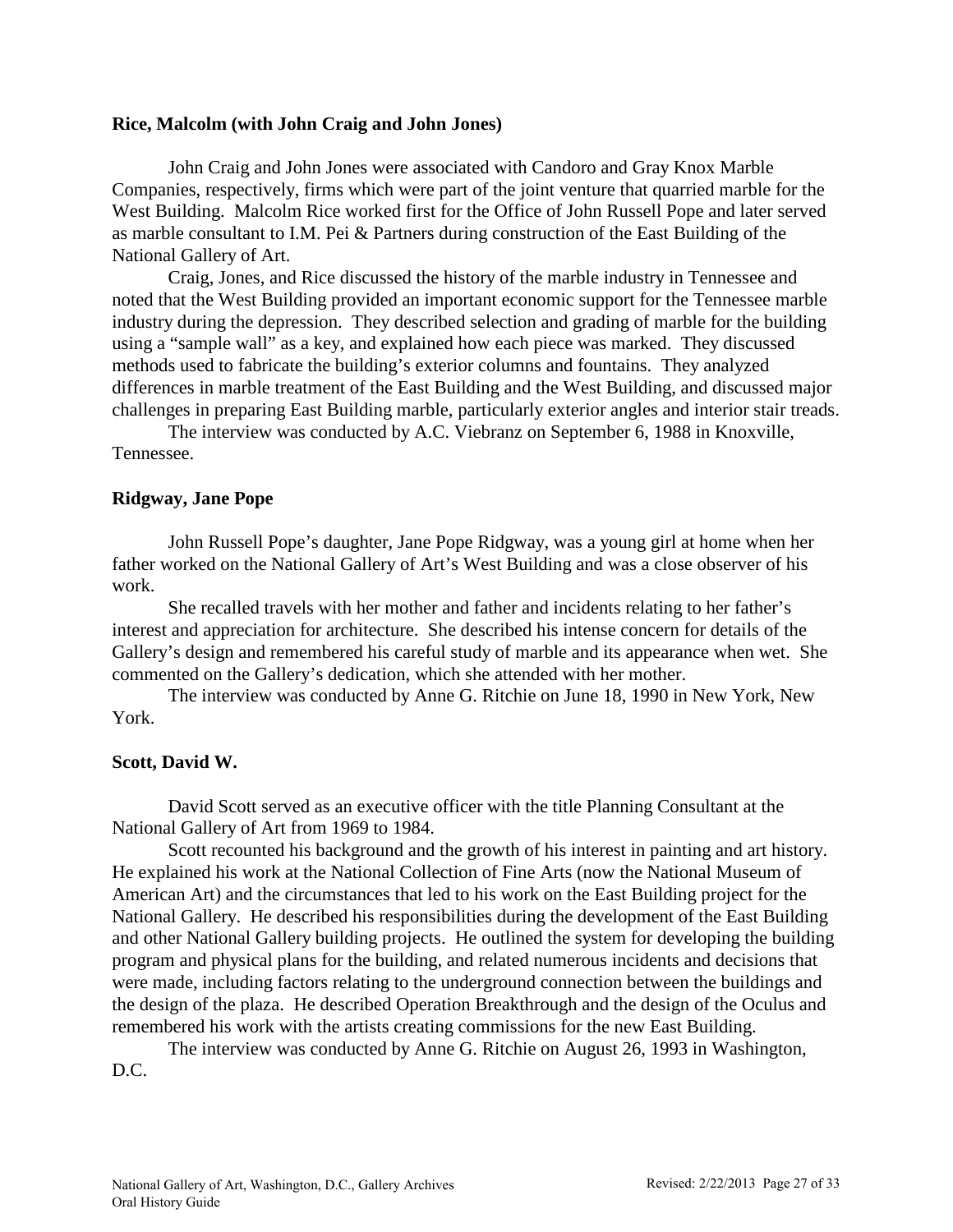**Rice, Malcolm (with John Craig and John Jones)**

John Craig and John Jones were associated with Candoro and Gray Knox Marble Companies, respectively, firms which were part of the joint venture that quarried marble for the West Building. Malcolm Rice worked first for the Office of John Russell Pope and later served as marble consultant to I.M. Pei & Partners during construction of the East Building of the National Gallery of Art.

Craig, Jones, and Rice discussed the history of the marble industry in Tennessee and noted that the West Building provided an important economic support for the Tennessee marble industry during the depression. They described selection and grading of marble for the building using a "sample wall" as a key, and explained how each piece was marked. They discussed methods used to fabricate the building's exterior columns and fountains. They analyzed differences in marble treatment of the East Building and the West Building, and discussed major challenges in preparing East Building marble, particularly exterior angles and interior stair treads.

The interview was conducted by A.C. Viebranz on September 6, 1988 in Knoxville, Tennessee.

**Ridgway, Jane Pope**

John Russell Pope's daughter, Jane Pope Ridgway, was a young girl at home when her father worked on the National Gallery of Art's West Building and was a close observer of his work.

She recalled travels with her mother and father and incidents relating to her father's interest and appreciation for architecture. She described his intense concern for details of the Gallery's design and remembered his careful study of marble and its appearance when wet. She commented on the Gallery's dedication, which she attended with her mother.

The interview was conducted by Anne G. Ritchie on June 18, 1990 in New York, New York.

**Scott, David W.**

David Scott served as an executive officer with the title Planning Consultant at the National Gallery of Art from 1969 to 1984.

Scott recounted his background and the growth of his interest in painting and art history. He explained his work at the National Collection of Fine Arts (now the National Museum of American Art) and the circumstances that led to his work on the East Building project for the National Gallery. He described his responsibilities during the development of the East Building and other National Gallery building projects. He outlined the system for developing the building program and physical plans for the building, and related numerous incidents and decisions that were made, including factors relating to the underground connection between the buildings and the design of the plaza. He described Operation Breakthrough and the design of the Oculus and remembered his work with the artists creating commissions for the new East Building.

The interview was conducted by Anne G. Ritchie on August 26, 1993 in Washington, D.C.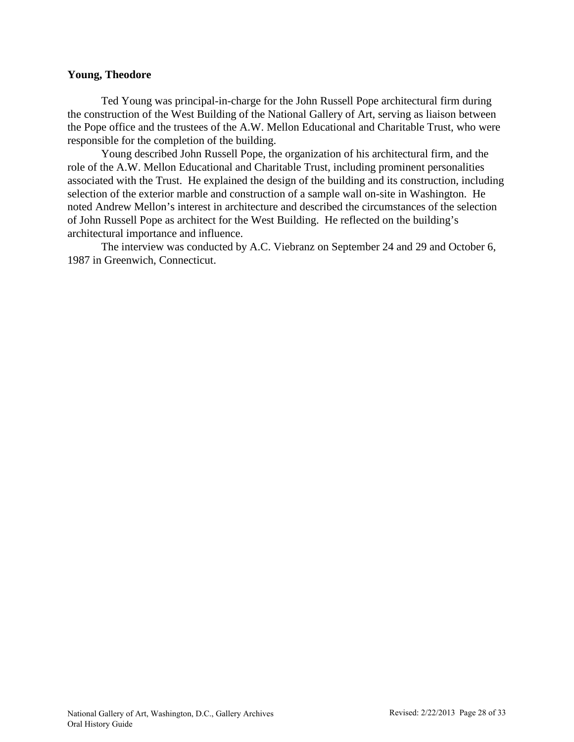**Young, Theodore**

Ted Young was principal-in-charge for the John Russell Pope architectural firm during the construction of the West Building of the National Gallery of Art, serving as liaison between the Pope office and the trustees of the A.W. Mellon Educational and Charitable Trust, who were responsible for the completion of the building.

Young described John Russell Pope, the organization of his architectural firm, and the role of the A.W. Mellon Educational and Charitable Trust, including prominent personalities associated with the Trust. He explained the design of the building and its construction, including selection of the exterior marble and construction of a sample wall on-site in Washington. He noted Andrew Mellon's interest in architecture and described the circumstances of the selection of John Russell Pope as architect for the West Building. He reflected on the building's architectural importance and influence.

The interview was conducted by A.C. Viebranz on September 24 and 29 and October 6, 1987 in Greenwich, Connecticut.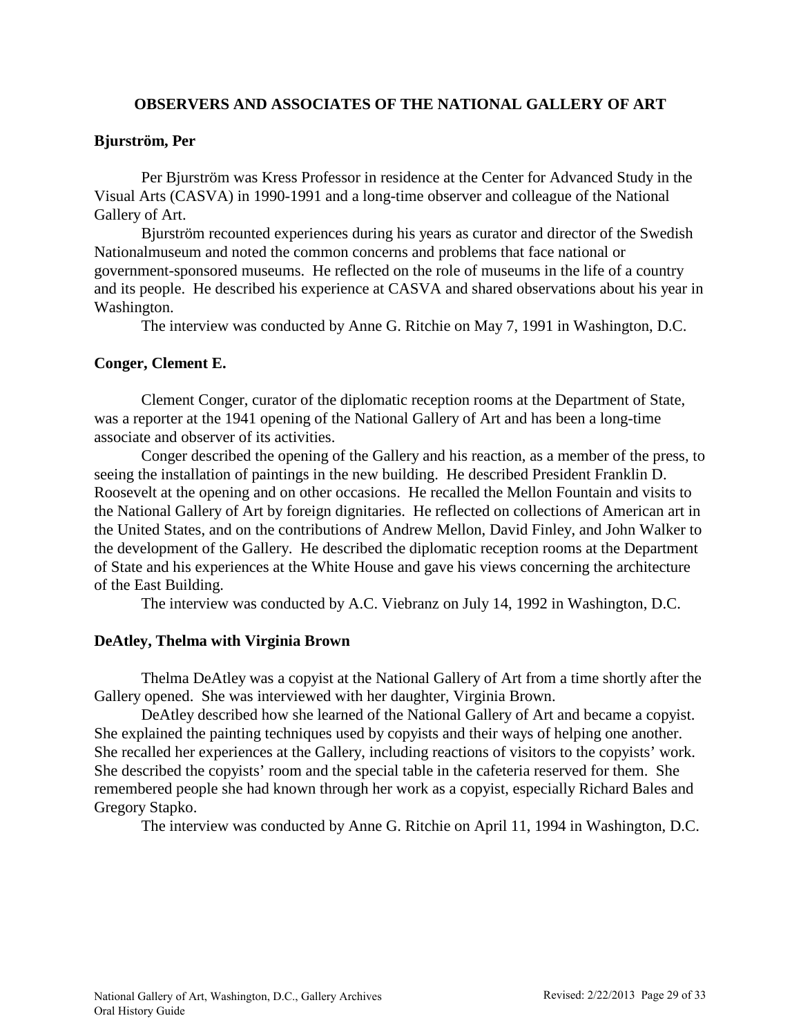## OBSERVERS AND ASSOCIATES OF THE NATIONAL GALLERY OF ART

### Bjurström, Per

Per Bjurström was Kress Professor in residence at the Center for Advanced Study in the Visual Arts (CASVA) in 1990-1991 and a long-time observer and colleague of the National Gallery of Art.

Bjurström recounted experiences during his years as curator and director of the Swedish Nationalmuseum and noted the common concerns and problems that face national or government-sponsored museums. He reflected on the role of museums in the life of a country and its people. He described his experience at CASVA and shared observations about his year in Washington.

The interview was conducted by Anne G. Ritchie on May 7, 1991 in Washington, D.C.

### Conger, Clement E.

Clement Conger, curator of the diplomatic reception rooms at the Department of State, was a reporter at the 1941 opening of the National Gallery of Art and has been a long-time associate and observer of its activities.

Conger described the opening of the Gallery and his reaction, as a member of the press, to seeing the installation of paintings in the new building. He described President Franklin D. Roosevelt at the opening and on other occasions. He recalled the Mellon Fountain and visits to the National Gallery of Art by foreign dignitaries. He reflected on collections of American art in the United States, and on the contributions of Andrew Mellon, David Finley, and John Walker to the development of the Gallery. He described the diplomatic reception rooms at the Department of State and his experiences at the White House and gave his views concerning the architecture of the East Building.

The interview was conducted by A.C. Viebranz on July 14, 1992 in Washington, D.C.

### DeAtley, Thelma with Virginia Brown

Thelma DeAtley was a copyist at the National Gallery of Art from a time shortly after the Gallery opened. She was interviewed with her daughter, Virginia Brown.

DeAtley described how she learned of the National Gallery of Art and became a copyist. She explained the painting techniques used by copyists and their ways of helping one another. She recalled her experiences at the Gallery, including reactions of visitors to the copyists' work. She described the copyists' room and the special table in the cafeteria reserved for them. She remembered people she had known through her work as a copyist, especially Richard Bales and Gregory Stapko.

The interview was conducted by Anne G. Ritchie on April 11, 1994 in Washington, D.C.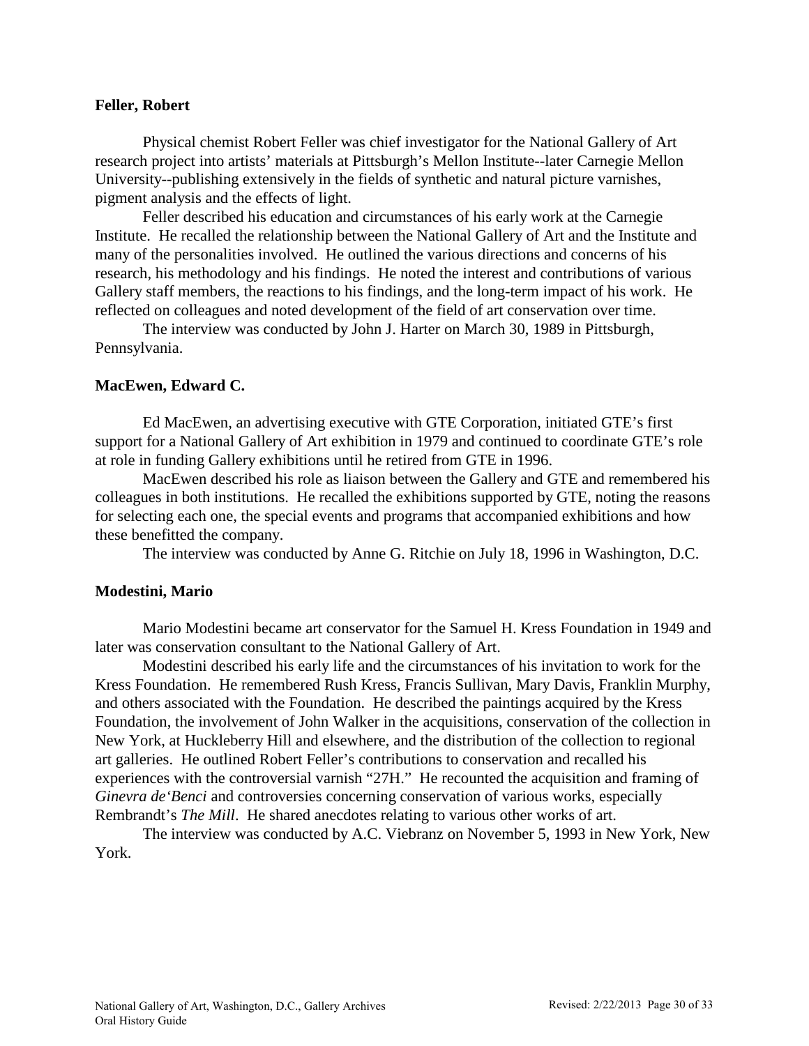**Feller, Robert**

Physical chemist Robert Feller was chief investigator for the National Gallery of Art research project into artists' materials at Pittsburgh's Mellon Institute--later Carnegie Mellon University--publishing extensively in the fields of synthetic and natural picture varnishes, pigment analysis and the effects of light.

Feller described his education and circumstances of his early work at the Carnegie Institute. He recalled the relationship between the National Gallery of Art and the Institute and many of the personalities involved. He outlined the various directions and concerns of his research, his methodology and his findings. He noted the interest and contributions of various Gallery staff members, the reactions to his findings, and the long-term impact of his work. He reflected on colleagues and noted development of the field of art conservation over time.

The interview was conducted by John J. Harter on March 30, 1989 in Pittsburgh, Pennsylvania.

**MacEwen, Edward C.**

Ed MacEwen, an advertising executive with GTE Corporation, initiated GTE's first support for a National Gallery of Art exhibition in 1979 and continued to coordinate GTE's role at role in funding Gallery exhibitions until he retired from GTE in 1996.

MacEwen described his role as liaison between the Gallery and GTE and remembered his colleagues in both institutions. He recalled the exhibitions supported by GTE, noting the reasons for selecting each one, the special events and programs that accompanied exhibitions and how these benefitted the company.

The interview was conducted by Anne G. Ritchie on July 18, 1996 in Washington, D.C.

**Modestini, Mario**

Mario Modestini became art conservator for the Samuel H. Kress Foundation in 1949 and later was conservation consultant to the National Gallery of Art.

Modestini described his early life and the circumstances of his invitation to work for the Kress Foundation. He remembered Rush Kress, Francis Sullivan, Mary Davis, Franklin Murphy, and others associated with the Foundation. He described the paintings acquired by the Kress Foundation, the involvement of John Walker in the acquisitions, conservation of the collection in New York, at Huckleberry Hill and elsewhere, and the distribution of the collection to regional art galleries. He outlined Robert Feller's contributions to conservation and recalled his experiences with the controversial varnish "27H." He recounted the acquisition and framing of *Ginevra de'Benci* and controversies concerning conservation of various works, especially Rembrandt's *The Mill*. He shared anecdotes relating to various other works of art.

The interview was conducted by A.C. Viebranz on November 5, 1993 in New York, New York.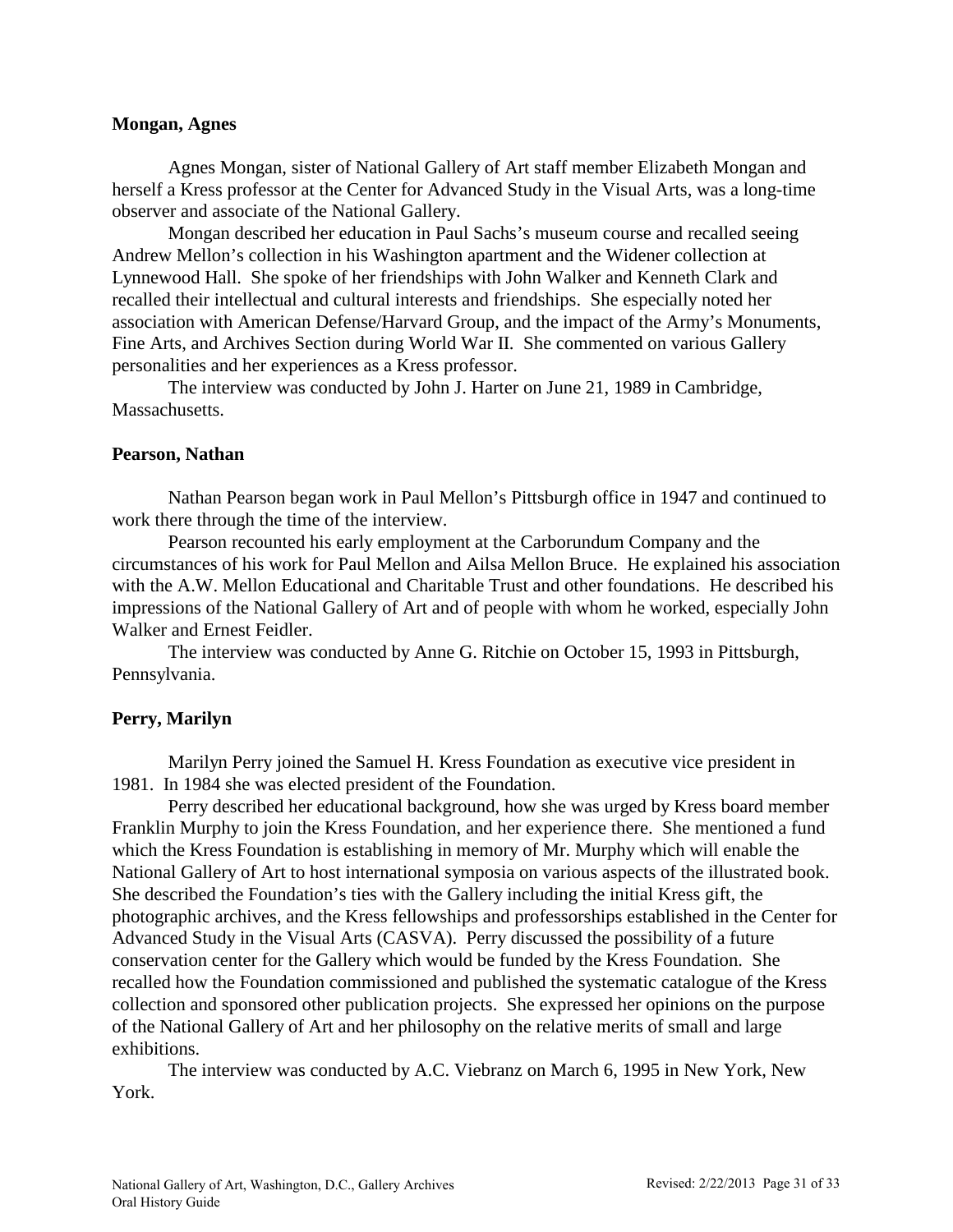**Mongan, Agnes**

Agnes Mongan, sister of National Gallery of Art staff member Elizabeth Mongan and herself a Kress professor at the Center for Advanced Study in the Visual Arts, was a long-time observer and associate of the National Gallery.

Mongan described her education in Paul Sachs's museum course and recalled seeing Andrew Mellon's collection in his Washington apartment and the Widener collection at Lynnewood Hall. She spoke of her friendships with John Walker and Kenneth Clark and recalled their intellectual and cultural interests and friendships. She especially noted her association with American Defense/Harvard Group, and the impact of the Army's Monuments, Fine Arts, and Archives Section during World War II. She commented on various Gallery personalities and her experiences as a Kress professor.

The interview was conducted by John J. Harter on June 21, 1989 in Cambridge, Massachusetts.

**Pearson, Nathan**

Nathan Pearson began work in Paul Mellon's Pittsburgh office in 1947 and continued to work there through the time of the interview.

Pearson recounted his early employment at the Carborundum Company and the circumstances of his work for Paul Mellon and Ailsa Mellon Bruce. He explained his association with the A.W. Mellon Educational and Charitable Trust and other foundations. He described his impressions of the National Gallery of Art and of people with whom he worked, especially John Walker and Ernest Feidler.

The interview was conducted by Anne G. Ritchie on October 15, 1993 in Pittsburgh, Pennsylvania.

**Perry, Marilyn**

Marilyn Perry joined the Samuel H. Kress Foundation as executive vice president in 1981. In 1984 she was elected president of the Foundation.

Perry described her educational background, how she was urged by Kress board member Franklin Murphy to join the Kress Foundation, and her experience there. She mentioned a fund which the Kress Foundation is establishing in memory of Mr. Murphy which will enable the National Gallery of Art to host international symposia on various aspects of the illustrated book. She described the Foundation's ties with the Gallery including the initial Kress gift, the photographic archives, and the Kress fellowships and professorships established in the Center for Advanced Study in the Visual Arts (CASVA). Perry discussed the possibility of a future conservation center for the Gallery which would be funded by the Kress Foundation. She recalled how the Foundation commissioned and published the systematic catalogue of the Kress collection and sponsored other publication projects. She expressed her opinions on the purpose of the National Gallery of Art and her philosophy on the relative merits of small and large exhibitions.

The interview was conducted by A.C. Viebranz on March 6, 1995 in New York, New York.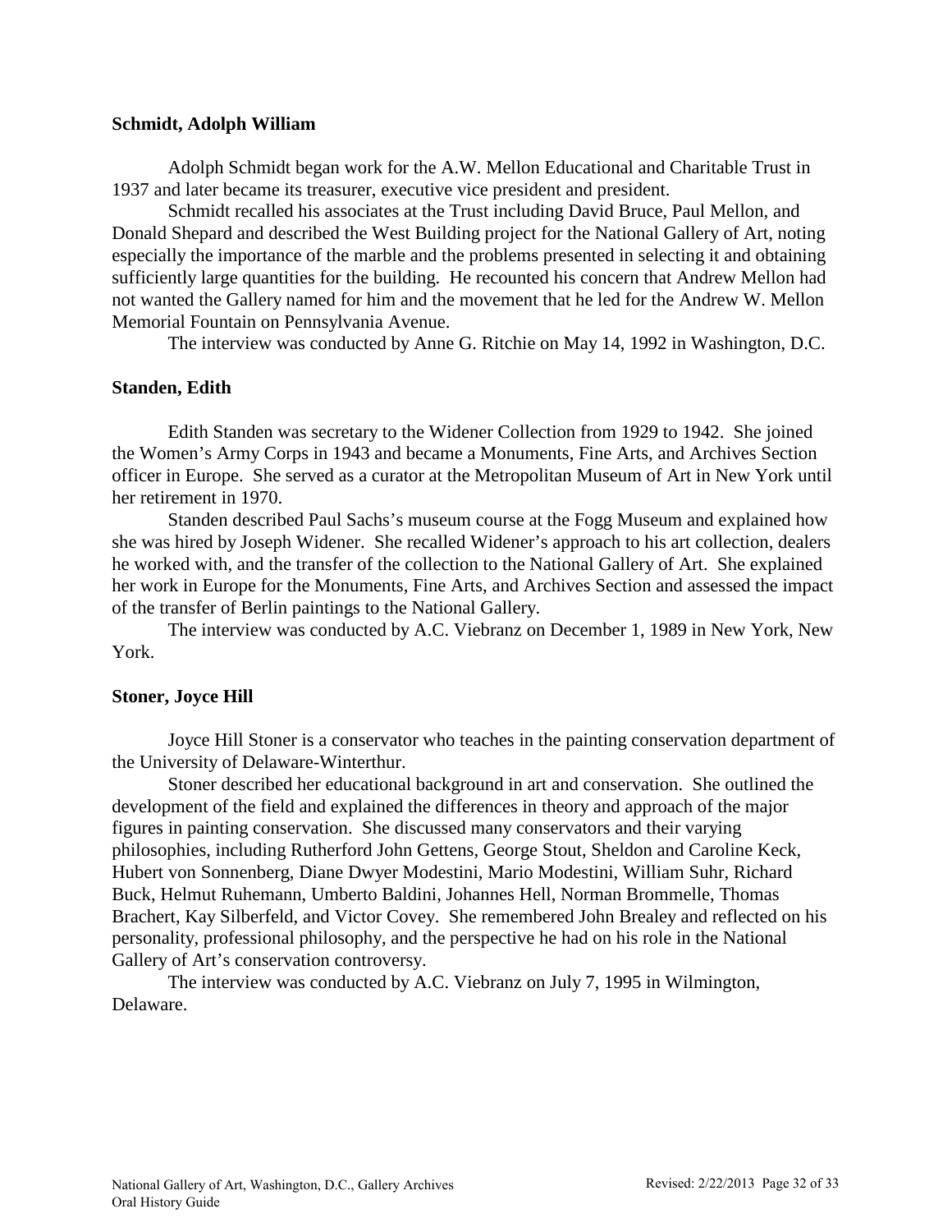**Schmidt, Adolph William**

Adolph Schmidt began work for the A.W. Mellon Educational and Charitable Trust in 1937 and later became its treasurer, executive vice president and president.

Schmidt recalled his associates at the Trust including David Bruce, Paul Mellon, and Donald Shepard and described the West Building project for the National Gallery of Art, noting especially the importance of the marble and the problems presented in selecting it and obtaining sufficiently large quantities for the building. He recounted his concern that Andrew Mellon had not wanted the Gallery named for him and the movement that he led for the Andrew W. Mellon Memorial Fountain on Pennsylvania Avenue.

The interview was conducted by Anne G. Ritchie on May 14, 1992 in Washington, D.C.

**Standen, Edith**

Edith Standen was secretary to the Widener Collection from 1929 to 1942. She joined the Women's Army Corps in 1943 and became a Monuments, Fine Arts, and Archives Section officer in Europe. She served as a curator at the Metropolitan Museum of Art in New York until her retirement in 1970.

Standen described Paul Sachs's museum course at the Fogg Museum and explained how she was hired by Joseph Widener. She recalled Widener's approach to his art collection, dealers he worked with, and the transfer of the collection to the National Gallery of Art. She explained her work in Europe for the Monuments, Fine Arts, and Archives Section and assessed the impact of the transfer of Berlin paintings to the National Gallery.

The interview was conducted by A.C. Viebranz on December 1, 1989 in New York, New York.

**Stoner, Joyce Hill**

Joyce Hill Stoner is a conservator who teaches in the painting conservation department of the University of Delaware-Winterthur.

Stoner described her educational background in art and conservation. She outlined the development of the field and explained the differences in theory and approach of the major figures in painting conservation. She discussed many conservators and their varying philosophies, including Rutherford John Gettens, George Stout, Sheldon and Caroline Keck, Hubert von Sonnenberg, Diane Dwyer Modestini, Mario Modestini, William Suhr, Richard Buck, Helmut Ruhemann, Umberto Baldini, Johannes Hell, Norman Brommelle, Thomas Brachert, Kay Silberfeld, and Victor Covey. She remembered John Brealey and reflected on his personality, professional philosophy, and the perspective he had on his role in the National Gallery of Art's conservation controversy.

The interview was conducted by A.C. Viebranz on July 7, 1995 in Wilmington, Delaware.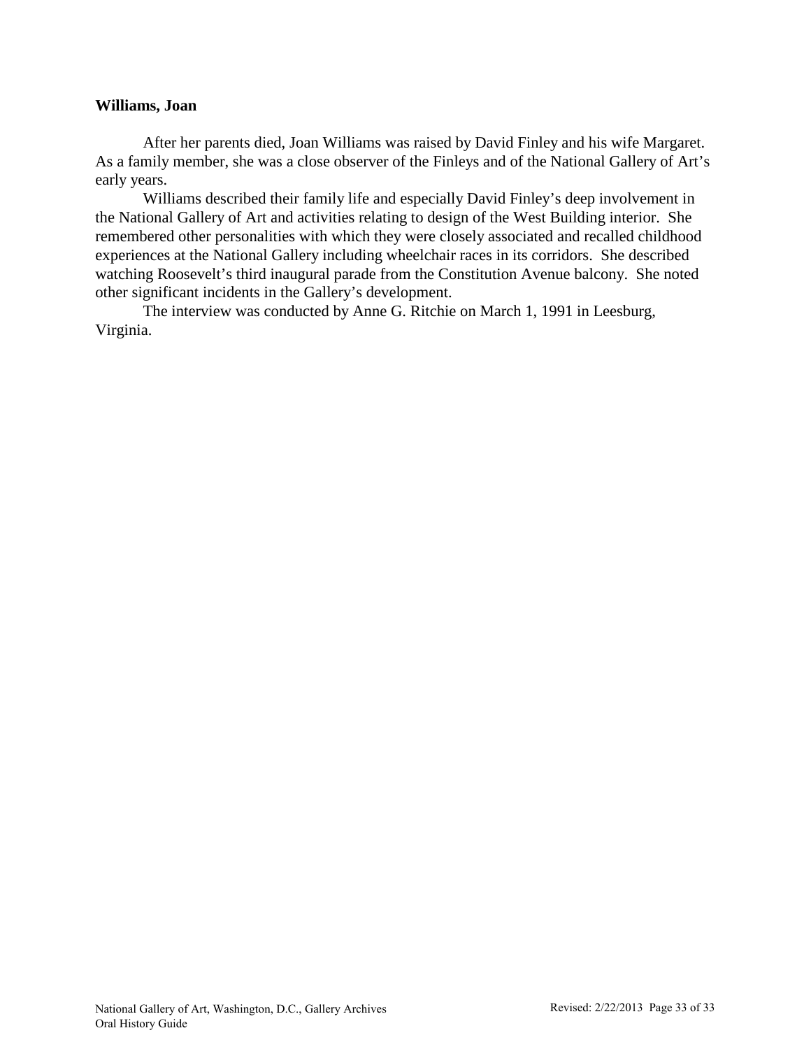**Williams, Joan**

After her parents died, Joan Williams was raised by David Finley and his wife Margaret. As a family member, she was a close observer of the Finleys and of the National Gallery of Art's early years.

Williams described their family life and especially David Finley's deep involvement in the National Gallery of Art and activities relating to design of the West Building interior. She remembered other personalities with which they were closely associated and recalled childhood experiences at the National Gallery including wheelchair races in its corridors. She described watching Roosevelt's third inaugural parade from the Constitution Avenue balcony. She noted other significant incidents in the Gallery's development.

The interview was conducted by Anne G. Ritchie on March 1, 1991 in Leesburg, Virginia.